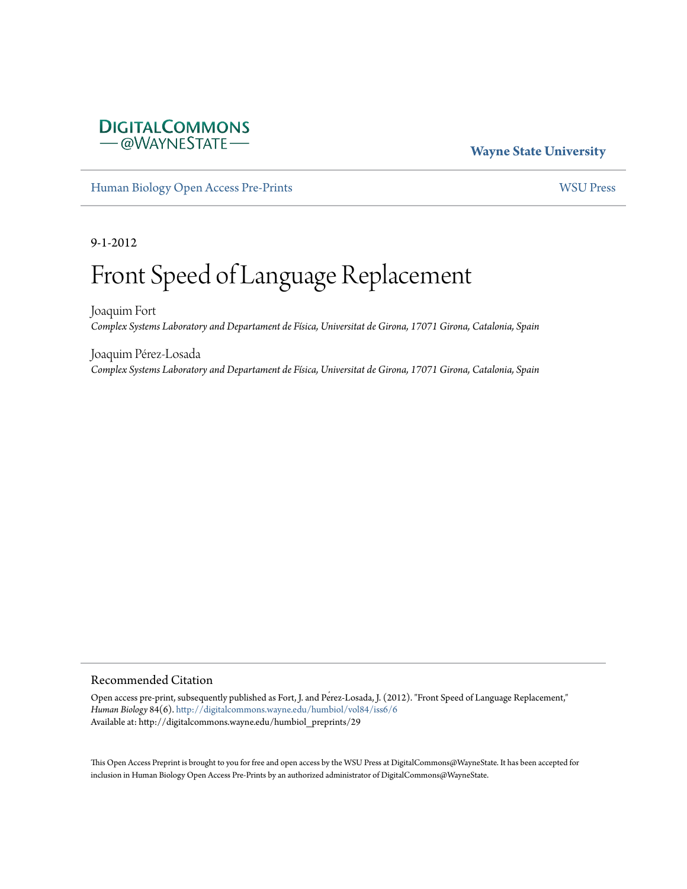DIGITALCOMMONS
— @WAYNESTATE —

**Wayne State University**

Human Biology Open Access Pre-Prints

WSU Press

9-1-2012

# Front Speed of Language Replacement

Joaquim Fort
*Complex Systems Laboratory and Departament de Física, Universitat de Girona, 17071 Girona, Catalonia, Spain*

Joaquim Pérez-Losada
*Complex Systems Laboratory and Departament de Física, Universitat de Girona, 17071 Girona, Catalonia, Spain*

## Recommended Citation

Open access pre-print, subsequently published as Fort, J. and Pérez-Losada, J. (2012). "Front Speed of Language Replacement," *Human Biology* 84(6). http://digitalcommons.wayne.edu/humbiol/vol84/iss6/6
Available at: http://digitalcommons.wayne.edu/humbiol_preprints/29

This Open Access Preprint is brought to you for free and open access by the WSU Press at DigitalCommons@WayneState. It has been accepted for inclusion in Human Biology Open Access Pre-Prints by an authorized administrator of DigitalCommons@WayneState.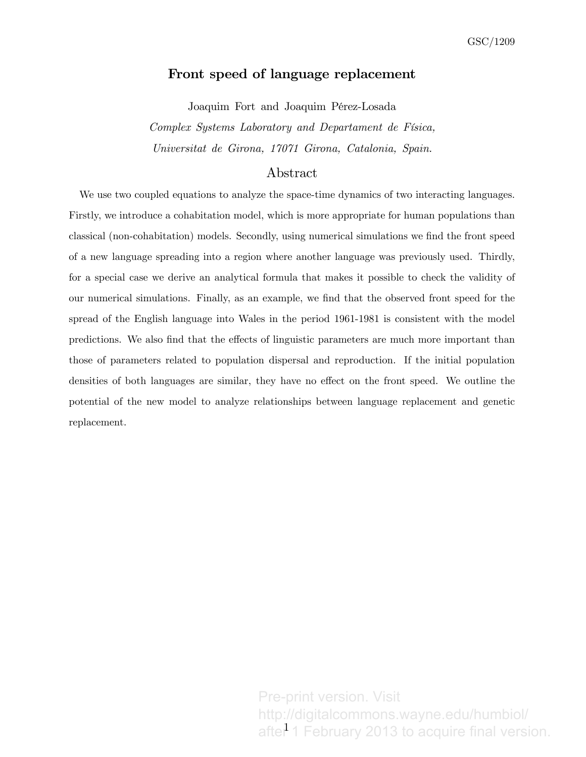GSC/1209

# Front speed of language replacement

Joaquim Fort and Joaquim Pérez-Losada

*Complex Systems Laboratory and Departament de Física,*

*Universitat de Girona, 17071 Girona, Catalonia, Spain.*

## Abstract

We use two coupled equations to analyze the space-time dynamics of two interacting languages. Firstly, we introduce a cohabitation model, which is more appropriate for human populations than classical (non-cohabitation) models. Secondly, using numerical simulations we find the front speed of a new language spreading into a region where another language was previously used. Thirdly, for a special case we derive an analytical formula that makes it possible to check the validity of our numerical simulations. Finally, as an example, we find that the observed front speed for the spread of the English language into Wales in the period 1961-1981 is consistent with the model predictions. We also find that the effects of linguistic parameters are much more important than those of parameters related to population dispersal and reproduction. If the initial population densities of both languages are similar, they have no effect on the front speed. We outline the potential of the new model to analyze relationships between language replacement and genetic replacement.

Pre-print version. Visit http://digitalcommons.wayne.edu/humbiol/ after 1 February 2013 to acquire final version.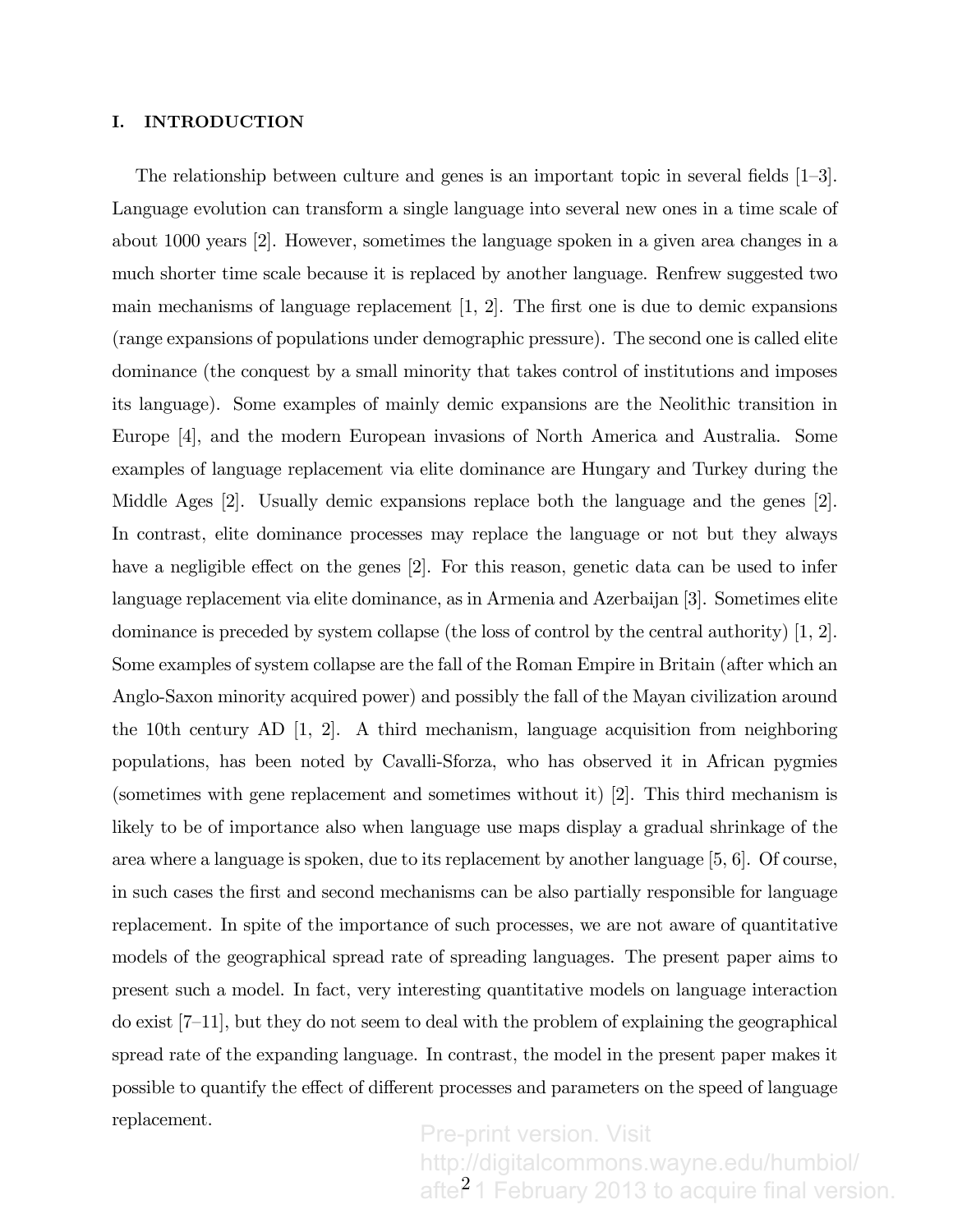## I. INTRODUCTION

The relationship between culture and genes is an important topic in several fields [1–3]. Language evolution can transform a single language into several new ones in a time scale of about 1000 years [2]. However, sometimes the language spoken in a given area changes in a much shorter time scale because it is replaced by another language. Renfrew suggested two main mechanisms of language replacement [1, 2]. The first one is due to demic expansions (range expansions of populations under demographic pressure). The second one is called elite dominance (the conquest by a small minority that takes control of institutions and imposes its language). Some examples of mainly demic expansions are the Neolithic transition in Europe [4], and the modern European invasions of North America and Australia. Some examples of language replacement via elite dominance are Hungary and Turkey during the Middle Ages [2]. Usually demic expansions replace both the language and the genes [2]. In contrast, elite dominance processes may replace the language or not but they always have a negligible effect on the genes [2]. For this reason, genetic data can be used to infer language replacement via elite dominance, as in Armenia and Azerbaijan [3]. Sometimes elite dominance is preceded by system collapse (the loss of control by the central authority) [1, 2]. Some examples of system collapse are the fall of the Roman Empire in Britain (after which an Anglo-Saxon minority acquired power) and possibly the fall of the Mayan civilization around the 10th century AD [1, 2]. A third mechanism, language acquisition from neighboring populations, has been noted by Cavalli-Sforza, who has observed it in African pygmies (sometimes with gene replacement and sometimes without it) [2]. This third mechanism is likely to be of importance also when language use maps display a gradual shrinkage of the area where a language is spoken, due to its replacement by another language [5, 6]. Of course, in such cases the first and second mechanisms can be also partially responsible for language replacement. In spite of the importance of such processes, we are not aware of quantitative models of the geographical spread rate of spreading languages. The present paper aims to present such a model. In fact, very interesting quantitative models on language interaction do exist [7–11], but they do not seem to deal with the problem of explaining the geographical spread rate of the expanding language. In contrast, the model in the present paper makes it possible to quantify the effect of different processes and parameters on the speed of language replacement.

Pre-print version. Visit http://digitalcommons.wayne.edu/humbiol/ after 1 February 2013 to acquire final version.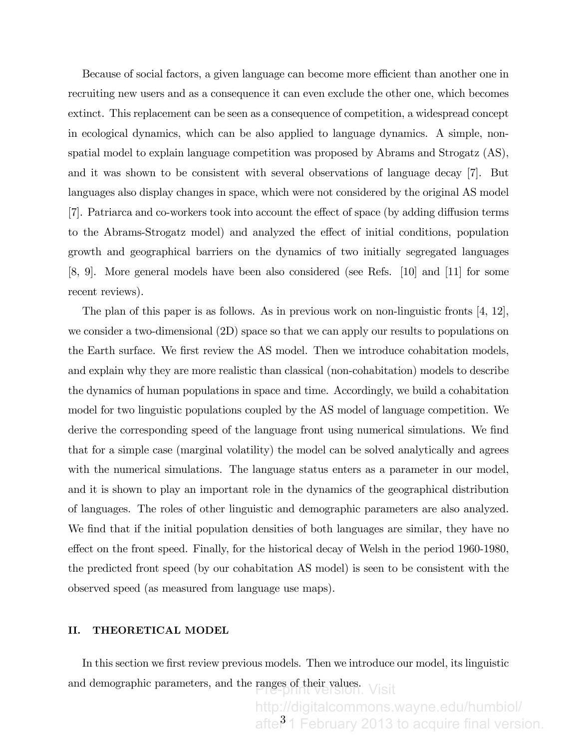Because of social factors, a given language can become more efficient than another one in recruiting new users and as a consequence it can even exclude the other one, which becomes extinct. This replacement can be seen as a consequence of competition, a widespread concept in ecological dynamics, which can be also applied to language dynamics. A simple, non-spatial model to explain language competition was proposed by Abrams and Strogatz (AS), and it was shown to be consistent with several observations of language decay [7]. But languages also display changes in space, which were not considered by the original AS model [7]. Patriarca and co-workers took into account the effect of space (by adding diffusion terms to the Abrams-Strogatz model) and analyzed the effect of initial conditions, population growth and geographical barriers on the dynamics of two initially segregated languages [8, 9]. More general models have been also considered (see Refs. [10] and [11] for some recent reviews).

The plan of this paper is as follows. As in previous work on non-linguistic fronts [4, 12], we consider a two-dimensional (2D) space so that we can apply our results to populations on the Earth surface. We first review the AS model. Then we introduce cohabitation models, and explain why they are more realistic than classical (non-cohabitation) models to describe the dynamics of human populations in space and time. Accordingly, we build a cohabitation model for two linguistic populations coupled by the AS model of language competition. We derive the corresponding speed of the language front using numerical simulations. We find that for a simple case (marginal volatility) the model can be solved analytically and agrees with the numerical simulations. The language status enters as a parameter in our model, and it is shown to play an important role in the dynamics of the geographical distribution of languages. The roles of other linguistic and demographic parameters are also analyzed. We find that if the initial population densities of both languages are similar, they have no effect on the front speed. Finally, for the historical decay of Welsh in the period 1960-1980, the predicted front speed (by our cohabitation AS model) is seen to be consistent with the observed speed (as measured from language use maps).

## II. THEORETICAL MODEL

In this section we first review previous models. Then we introduce our model, its linguistic and demographic parameters, and the ranges of their values.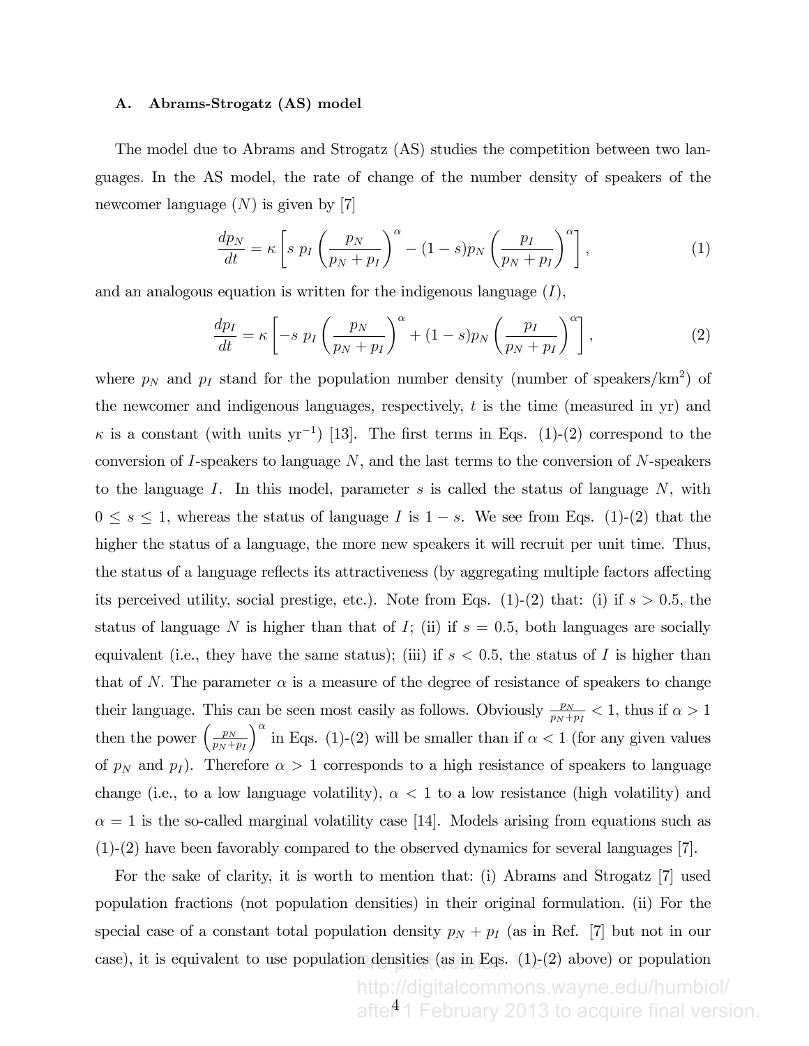### A. Abrams-Strogatz (AS) model

The model due to Abrams and Strogatz (AS) studies the competition between two languages. In the AS model, the rate of change of the number density of speakers of the newcomer language ($N$) is given by [7]

$$\frac{dp_N}{dt} = \kappa \left[ s \; p_I \left( \frac{p_N}{p_N + p_I} \right)^{\alpha} - (1-s) p_N \left( \frac{p_I}{p_N + p_I} \right)^{\alpha} \right], \tag{1}$$

and an analogous equation is written for the indigenous language ($I$),

$$\frac{dp_I}{dt} = \kappa \left[ -s \; p_I \left( \frac{p_N}{p_N + p_I} \right)^{\alpha} + (1-s) p_N \left( \frac{p_I}{p_N + p_I} \right)^{\alpha} \right], \tag{2}$$

where $p_N$ and $p_I$ stand for the population number density (number of speakers/km$^2$) of the newcomer and indigenous languages, respectively, $t$ is the time (measured in yr) and $\kappa$ is a constant (with units yr$^{-1}$) [13]. The first terms in Eqs. (1)-(2) correspond to the conversion of $I$-speakers to language $N$, and the last terms to the conversion of $N$-speakers to the language $I$. In this model, parameter $s$ is called the status of language $N$, with $0 \leq s \leq 1$, whereas the status of language $I$ is $1-s$. We see from Eqs. (1)-(2) that the higher the status of a language, the more new speakers it will recruit per unit time. Thus, the status of a language reflects its attractiveness (by aggregating multiple factors affecting its perceived utility, social prestige, etc.). Note from Eqs. (1)-(2) that: (i) if $s > 0.5$, the status of language $N$ is higher than that of $I$; (ii) if $s = 0.5$, both languages are socially equivalent (i.e., they have the same status); (iii) if $s < 0.5$, the status of $I$ is higher than that of $N$. The parameter $\alpha$ is a measure of the degree of resistance of speakers to change their language. This can be seen most easily as follows. Obviously $\frac{p_N}{p_N+p_I} < 1$, thus if $\alpha > 1$ then the power $\left( \frac{p_N}{p_N+p_I} \right)^{\alpha}$ in Eqs. (1)-(2) will be smaller than if $\alpha < 1$ (for any given values of $p_N$ and $p_I$). Therefore $\alpha > 1$ corresponds to a high resistance of speakers to language change (i.e., to a low language volatility), $\alpha < 1$ to a low resistance (high volatility) and $\alpha = 1$ is the so-called marginal volatility case [14]. Models arising from equations such as (1)-(2) have been favorably compared to the observed dynamics for several languages [7].

For the sake of clarity, it is worth to mention that: (i) Abrams and Strogatz [7] used population fractions (not population densities) in their original formulation. (ii) For the special case of a constant total population density $p_N + p_I$ (as in Ref. [7] but not in our case), it is equivalent to use population densities (as in Eqs. (1)-(2) above) or population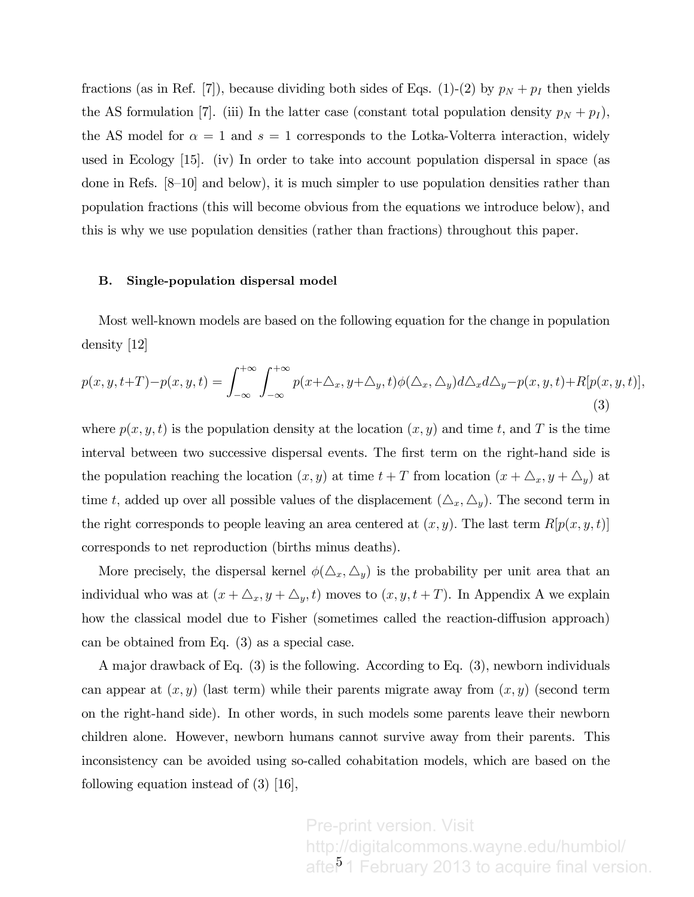fractions (as in Ref. [7]), because dividing both sides of Eqs. (1)-(2) by $p_N + p_I$ then yields the AS formulation [7]. (iii) In the latter case (constant total population density $p_N + p_I$), the AS model for $\alpha = 1$ and $s = 1$ corresponds to the Lotka-Volterra interaction, widely used in Ecology [15]. (iv) In order to take into account population dispersal in space (as done in Refs. [8–10] and below), it is much simpler to use population densities rather than population fractions (this will become obvious from the equations we introduce below), and this is why we use population densities (rather than fractions) throughout this paper.

### B. Single-population dispersal model

Most well-known models are based on the following equation for the change in population density [12]

$$p(x, y, t+T) - p(x, y, t) = \int_{-\infty}^{+\infty} \int_{-\infty}^{+\infty} p(x+\triangle_x, y+\triangle_y, t)\phi(\triangle_x, \triangle_y) d\triangle_x d\triangle_y - p(x, y, t) + R[p(x, y, t)], \tag{3}$$

where $p(x, y, t)$ is the population density at the location $(x, y)$ and time $t$, and $T$ is the time interval between two successive dispersal events. The first term on the right-hand side is the population reaching the location $(x, y)$ at time $t + T$ from location $(x + \triangle_x, y + \triangle_y)$ at time $t$, added up over all possible values of the displacement $(\triangle_x, \triangle_y)$. The second term in the right corresponds to people leaving an area centered at $(x, y)$. The last term $R[p(x, y, t)]$ corresponds to net reproduction (births minus deaths).

More precisely, the dispersal kernel $\phi(\triangle_x, \triangle_y)$ is the probability per unit area that an individual who was at $(x + \triangle_x, y + \triangle_y, t)$ moves to $(x, y, t + T)$. In Appendix A we explain how the classical model due to Fisher (sometimes called the reaction-diffusion approach) can be obtained from Eq. (3) as a special case.

A major drawback of Eq. (3) is the following. According to Eq. (3), newborn individuals can appear at $(x, y)$ (last term) while their parents migrate away from $(x, y)$ (second term on the right-hand side). In other words, in such models some parents leave their newborn children alone. However, newborn humans cannot survive away from their parents. This inconsistency can be avoided using so-called cohabitation models, which are based on the following equation instead of (3) [16],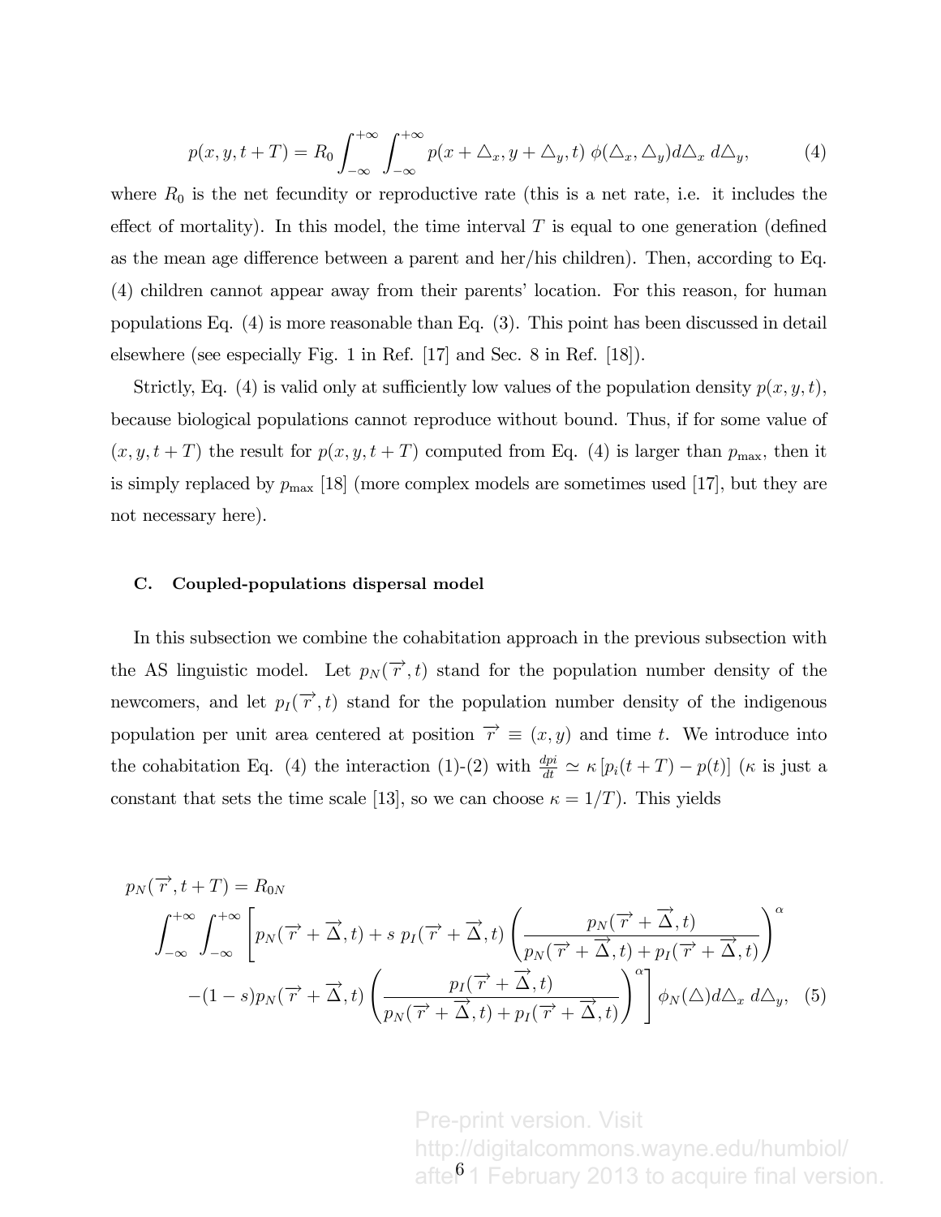$$p(x, y, t+T) = R_0 \int_{-\infty}^{+\infty} \int_{-\infty}^{+\infty} p(x + \triangle_x, y + \triangle_y, t)\ \phi(\triangle_x, \triangle_y) d\triangle_x\ d\triangle_y, \tag{4}$$

where $R_0$ is the net fecundity or reproductive rate (this is a net rate, i.e. it includes the effect of mortality). In this model, the time interval $T$ is equal to one generation (defined as the mean age difference between a parent and her/his children). Then, according to Eq. (4) children cannot appear away from their parents' location. For this reason, for human populations Eq. (4) is more reasonable than Eq. (3). This point has been discussed in detail elsewhere (see especially Fig. 1 in Ref. [17] and Sec. 8 in Ref. [18]).

Strictly, Eq. (4) is valid only at sufficiently low values of the population density $p(x, y, t)$, because biological populations cannot reproduce without bound. Thus, if for some value of $(x, y, t + T)$ the result for $p(x, y, t + T)$ computed from Eq. (4) is larger than $p_{\max}$, then it is simply replaced by $p_{\max}$ [18] (more complex models are sometimes used [17], but they are not necessary here).

### C. Coupled-populations dispersal model

In this subsection we combine the cohabitation approach in the previous subsection with the AS linguistic model. Let $p_N(\overrightarrow{r}, t)$ stand for the population number density of the newcomers, and let $p_I(\overrightarrow{r}, t)$ stand for the population number density of the indigenous population per unit area centered at position $\overrightarrow{r} \equiv (x, y)$ and time $t$. We introduce into the cohabitation Eq. (4) the interaction (1)-(2) with $\frac{dpi}{dt} \simeq \kappa\,[p_i(t+T) - p(t)]$ ($\kappa$ is just a constant that sets the time scale [13], so we can choose $\kappa = 1/T$). This yields

$$\begin{aligned}
p_N(\overrightarrow{r}, t+T) &= R_{0N} \\
&\int_{-\infty}^{+\infty} \int_{-\infty}^{+\infty} \left[ p_N(\overrightarrow{r} + \overrightarrow{\Delta}, t) + s\ p_I(\overrightarrow{r} + \overrightarrow{\Delta}, t) \left( \frac{p_N(\overrightarrow{r} + \overrightarrow{\Delta}, t)}{p_N(\overrightarrow{r} + \overrightarrow{\Delta}, t) + p_I(\overrightarrow{r} + \overrightarrow{\Delta}, t)} \right)^{\alpha} \right. \\
&\left. -(1-s) p_N(\overrightarrow{r} + \overrightarrow{\Delta}, t) \left( \frac{p_I(\overrightarrow{r} + \overrightarrow{\Delta}, t)}{p_N(\overrightarrow{r} + \overrightarrow{\Delta}, t) + p_I(\overrightarrow{r} + \overrightarrow{\Delta}, t)} \right)^{\alpha} \right] \phi_N(\triangle) d\triangle_x\ d\triangle_y, \quad (5)
\end{aligned}$$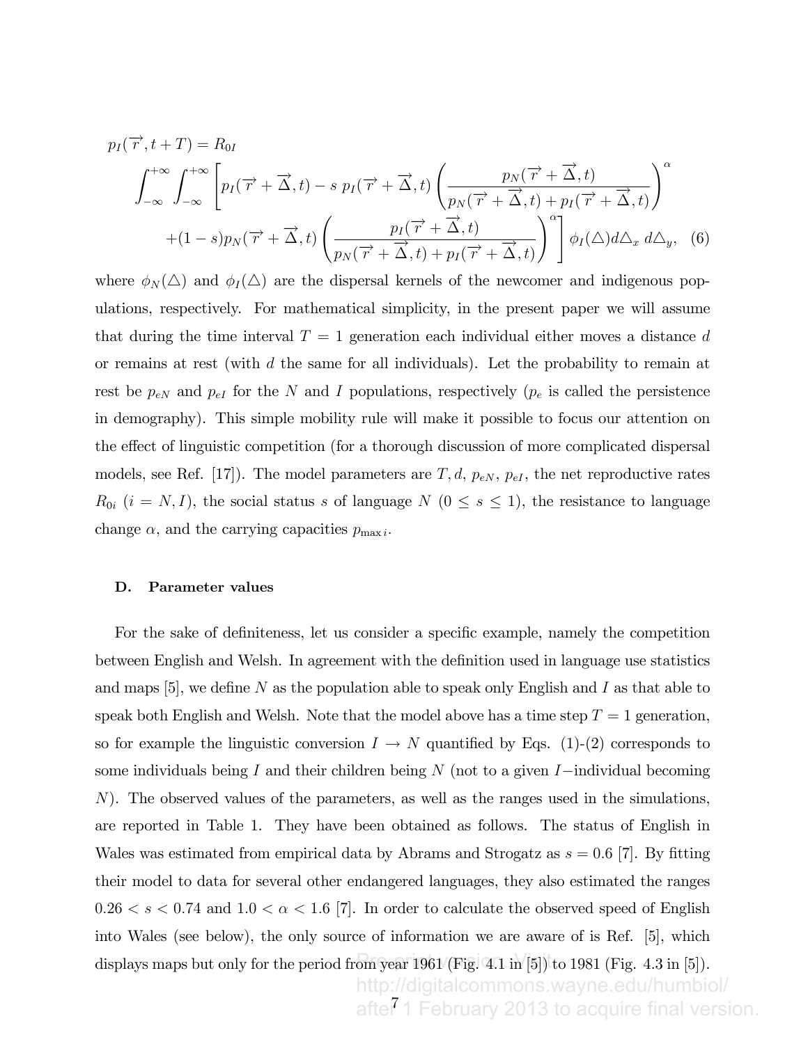$$
\begin{aligned}
p_I(\overrightarrow{r}, t+T) = R_{0I} \\
\int_{-\infty}^{+\infty}\int_{-\infty}^{+\infty} \Bigg[ p_I(\overrightarrow{r}+\overrightarrow{\Delta}, t) - s\ p_I(\overrightarrow{r}+\overrightarrow{\Delta}, t) \left( \frac{p_N(\overrightarrow{r}+\overrightarrow{\Delta}, t)}{p_N(\overrightarrow{r}+\overrightarrow{\Delta}, t) + p_I(\overrightarrow{r}+\overrightarrow{\Delta}, t)} \right)^{\alpha} \\
+ (1-s) p_N(\overrightarrow{r}+\overrightarrow{\Delta}, t) \left( \frac{p_I(\overrightarrow{r}+\overrightarrow{\Delta}, t)}{p_N(\overrightarrow{r}+\overrightarrow{\Delta}, t) + p_I(\overrightarrow{r}+\overrightarrow{\Delta}, t)} \right)^{\alpha} \Bigg] \phi_I(\triangle) d\triangle_x\, d\triangle_y, \quad (6)
\end{aligned}
$$

where $\phi_N(\triangle)$ and $\phi_I(\triangle)$ are the dispersal kernels of the newcomer and indigenous populations, respectively. For mathematical simplicity, in the present paper we will assume that during the time interval $T = 1$ generation each individual either moves a distance $d$ or remains at rest (with $d$ the same for all individuals). Let the probability to remain at rest be $p_{eN}$ and $p_{eI}$ for the $N$ and $I$ populations, respectively ($p_e$ is called the persistence in demography). This simple mobility rule will make it possible to focus our attention on the effect of linguistic competition (for a thorough discussion of more complicated dispersal models, see Ref. [17]). The model parameters are $T, d$, $p_{eN}$, $p_{eI}$, the net reproductive rates $R_{0i}$ ($i = N, I$), the social status $s$ of language $N$ ($0 \leq s \leq 1$), the resistance to language change $\alpha$, and the carrying capacities $p_{\max i}$.

### D. Parameter values

For the sake of definiteness, let us consider a specific example, namely the competition between English and Welsh. In agreement with the definition used in language use statistics and maps [5], we define $N$ as the population able to speak only English and $I$ as that able to speak both English and Welsh. Note that the model above has a time step $T = 1$ generation, so for example the linguistic conversion $I \rightarrow N$ quantified by Eqs. (1)-(2) corresponds to some individuals being $I$ and their children being $N$ (not to a given $I-$individual becoming $N$). The observed values of the parameters, as well as the ranges used in the simulations, are reported in Table 1. They have been obtained as follows. The status of English in Wales was estimated from empirical data by Abrams and Strogatz as $s = 0.6$ [7]. By fitting their model to data for several other endangered languages, they also estimated the ranges $0.26 < s < 0.74$ and $1.0 < \alpha < 1.6$ [7]. In order to calculate the observed speed of English into Wales (see below), the only source of information we are aware of is Ref. [5], which displays maps but only for the period from year 1961 (Fig. 4.1 in [5]) to 1981 (Fig. 4.3 in [5]).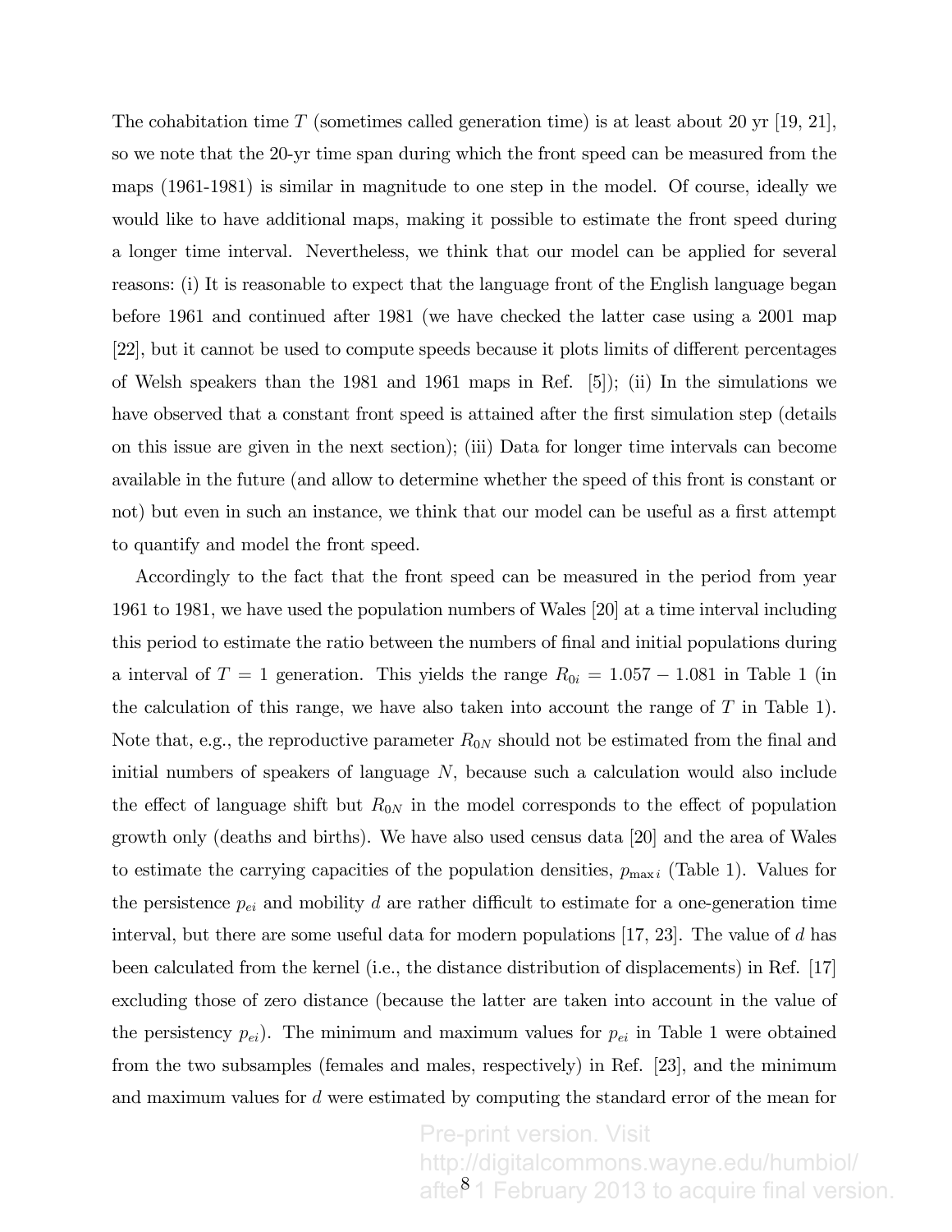The cohabitation time $T$ (sometimes called generation time) is at least about 20 yr [19, 21], so we note that the 20-yr time span during which the front speed can be measured from the maps (1961-1981) is similar in magnitude to one step in the model. Of course, ideally we would like to have additional maps, making it possible to estimate the front speed during a longer time interval. Nevertheless, we think that our model can be applied for several reasons: (i) It is reasonable to expect that the language front of the English language began before 1961 and continued after 1981 (we have checked the latter case using a 2001 map [22], but it cannot be used to compute speeds because it plots limits of different percentages of Welsh speakers than the 1981 and 1961 maps in Ref. [5]); (ii) In the simulations we have observed that a constant front speed is attained after the first simulation step (details on this issue are given in the next section); (iii) Data for longer time intervals can become available in the future (and allow to determine whether the speed of this front is constant or not) but even in such an instance, we think that our model can be useful as a first attempt to quantify and model the front speed.

Accordingly to the fact that the front speed can be measured in the period from year 1961 to 1981, we have used the population numbers of Wales [20] at a time interval including this period to estimate the ratio between the numbers of final and initial populations during a interval of $T = 1$ generation. This yields the range $R_{0i} = 1.057 - 1.081$ in Table 1 (in the calculation of this range, we have also taken into account the range of $T$ in Table 1). Note that, e.g., the reproductive parameter $R_{0N}$ should not be estimated from the final and initial numbers of speakers of language $N$, because such a calculation would also include the effect of language shift but $R_{0N}$ in the model corresponds to the effect of population growth only (deaths and births). We have also used census data [20] and the area of Wales to estimate the carrying capacities of the population densities, $p_{\max i}$ (Table 1). Values for the persistence $p_{ei}$ and mobility $d$ are rather difficult to estimate for a one-generation time interval, but there are some useful data for modern populations [17, 23]. The value of $d$ has been calculated from the kernel (i.e., the distance distribution of displacements) in Ref. [17] excluding those of zero distance (because the latter are taken into account in the value of the persistency $p_{ei}$). The minimum and maximum values for $p_{ei}$ in Table 1 were obtained from the two subsamples (females and males, respectively) in Ref. [23], and the minimum and maximum values for $d$ were estimated by computing the standard error of the mean for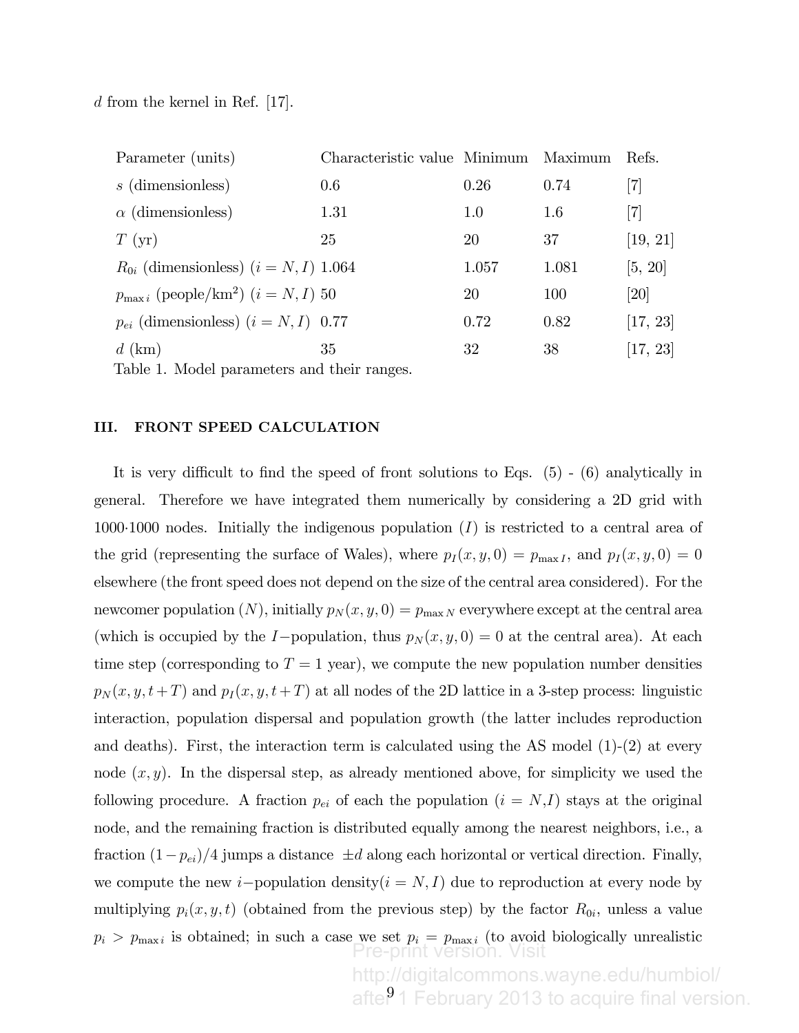$d$ from the kernel in Ref. [17].

| Parameter (units) | Characteristic value | Minimum | Maximum | Refs. |
|---|---|---|---|---|
| $s$ (dimensionless) | 0.6 | 0.26 | 0.74 | [7] |
| $\alpha$ (dimensionless) | 1.31 | 1.0 | 1.6 | [7] |
| $T$ (yr) | 25 | 20 | 37 | [19, 21] |
| $R_{0i}$ (dimensionless) ($i = N, I$) | 1.064 | 1.057 | 1.081 | [5, 20] |
| $p_{\max i}$ (people/km$^2$) ($i = N, I$) | 50 | 20 | 100 | [20] |
| $p_{ei}$ (dimensionless) ($i = N, I$) | 0.77 | 0.72 | 0.82 | [17, 23] |
| $d$ (km) | 35 | 32 | 38 | [17, 23] |

Table 1. Model parameters and their ranges.

## III. FRONT SPEED CALCULATION

It is very difficult to find the speed of front solutions to Eqs. (5) - (6) analytically in general. Therefore we have integrated them numerically by considering a 2D grid with 1000·1000 nodes. Initially the indigenous population ($I$) is restricted to a central area of the grid (representing the surface of Wales), where $p_I(x, y, 0) = p_{\max I}$, and $p_I(x, y, 0) = 0$ elsewhere (the front speed does not depend on the size of the central area considered). For the newcomer population ($N$), initially $p_N(x, y, 0) = p_{\max N}$ everywhere except at the central area (which is occupied by the $I-$population, thus $p_N(x, y, 0) = 0$ at the central area). At each time step (corresponding to $T = 1$ year), we compute the new population number densities $p_N(x, y, t+T)$ and $p_I(x, y, t+T)$ at all nodes of the 2D lattice in a 3-step process: linguistic interaction, population dispersal and population growth (the latter includes reproduction and deaths). First, the interaction term is calculated using the AS model (1)-(2) at every node $(x, y)$. In the dispersal step, as already mentioned above, for simplicity we used the following procedure. A fraction $p_{ei}$ of each the population ($i = N$,$I$) stays at the original node, and the remaining fraction is distributed equally among the nearest neighbors, i.e., a fraction $(1 - p_{ei})/4$ jumps a distance $\pm d$ along each horizontal or vertical direction. Finally, we compute the new $i-$population density($i = N, I$) due to reproduction at every node by multiplying $p_i(x, y, t)$ (obtained from the previous step) by the factor $R_{0i}$, unless a value $p_i > p_{\max i}$ is obtained; in such a case we set $p_i = p_{\max i}$ (to avoid biologically unrealistic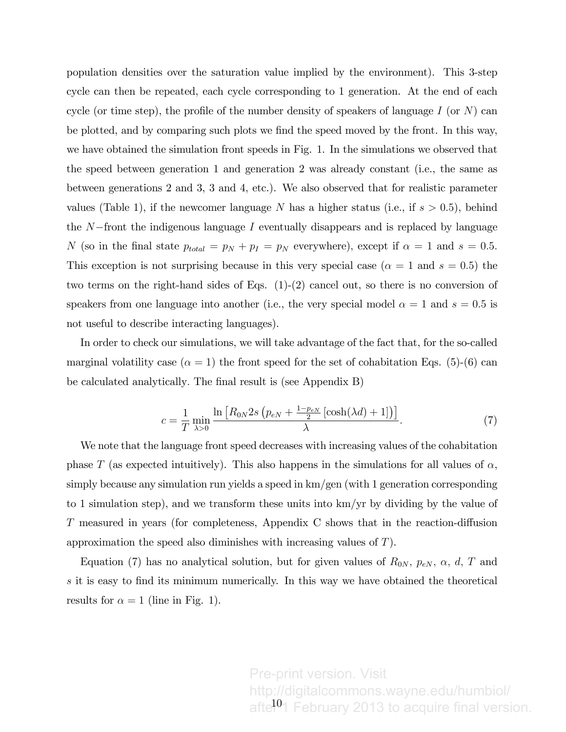population densities over the saturation value implied by the environment). This 3-step cycle can then be repeated, each cycle corresponding to 1 generation. At the end of each cycle (or time step), the profile of the number density of speakers of language $I$ (or $N$) can be plotted, and by comparing such plots we find the speed moved by the front. In this way, we have obtained the simulation front speeds in Fig. 1. In the simulations we observed that the speed between generation 1 and generation 2 was already constant (i.e., the same as between generations 2 and 3, 3 and 4, etc.). We also observed that for realistic parameter values (Table 1), if the newcomer language $N$ has a higher status (i.e., if $s > 0.5$), behind the $N-$front the indigenous language $I$ eventually disappears and is replaced by language $N$ (so in the final state $p_{total} = p_N + p_I = p_N$ everywhere), except if $\alpha = 1$ and $s = 0.5$. This exception is not surprising because in this very special case ($\alpha = 1$ and $s = 0.5$) the two terms on the right-hand sides of Eqs. (1)-(2) cancel out, so there is no conversion of speakers from one language into another (i.e., the very special model $\alpha = 1$ and $s = 0.5$ is not useful to describe interacting languages).

In order to check our simulations, we will take advantage of the fact that, for the so-called marginal volatility case ($\alpha = 1$) the front speed for the set of cohabitation Eqs. (5)-(6) can be calculated analytically. The final result is (see Appendix B)

$$c = \frac{1}{T} \min_{\lambda > 0} \frac{\ln \left[ R_{0N} 2s \left( p_{eN} + \frac{1-p_{eN}}{2} \left[ \cosh(\lambda d) + 1 \right] \right) \right]}{\lambda}. \tag{7}$$

We note that the language front speed decreases with increasing values of the cohabitation phase $T$ (as expected intuitively). This also happens in the simulations for all values of $\alpha$, simply because any simulation run yields a speed in km/gen (with 1 generation corresponding to 1 simulation step), and we transform these units into km/yr by dividing by the value of $T$ measured in years (for completeness, Appendix C shows that in the reaction-diffusion approximation the speed also diminishes with increasing values of $T$).

Equation (7) has no analytical solution, but for given values of $R_{0N}$, $p_{eN}$, $\alpha$, $d$, $T$ and $s$ it is easy to find its minimum numerically. In this way we have obtained the theoretical results for $\alpha = 1$ (line in Fig. 1).

Pre-print version. Visit http://digitalcommons.wayne.edu/humbiol/ after 1 February 2013 to acquire final version.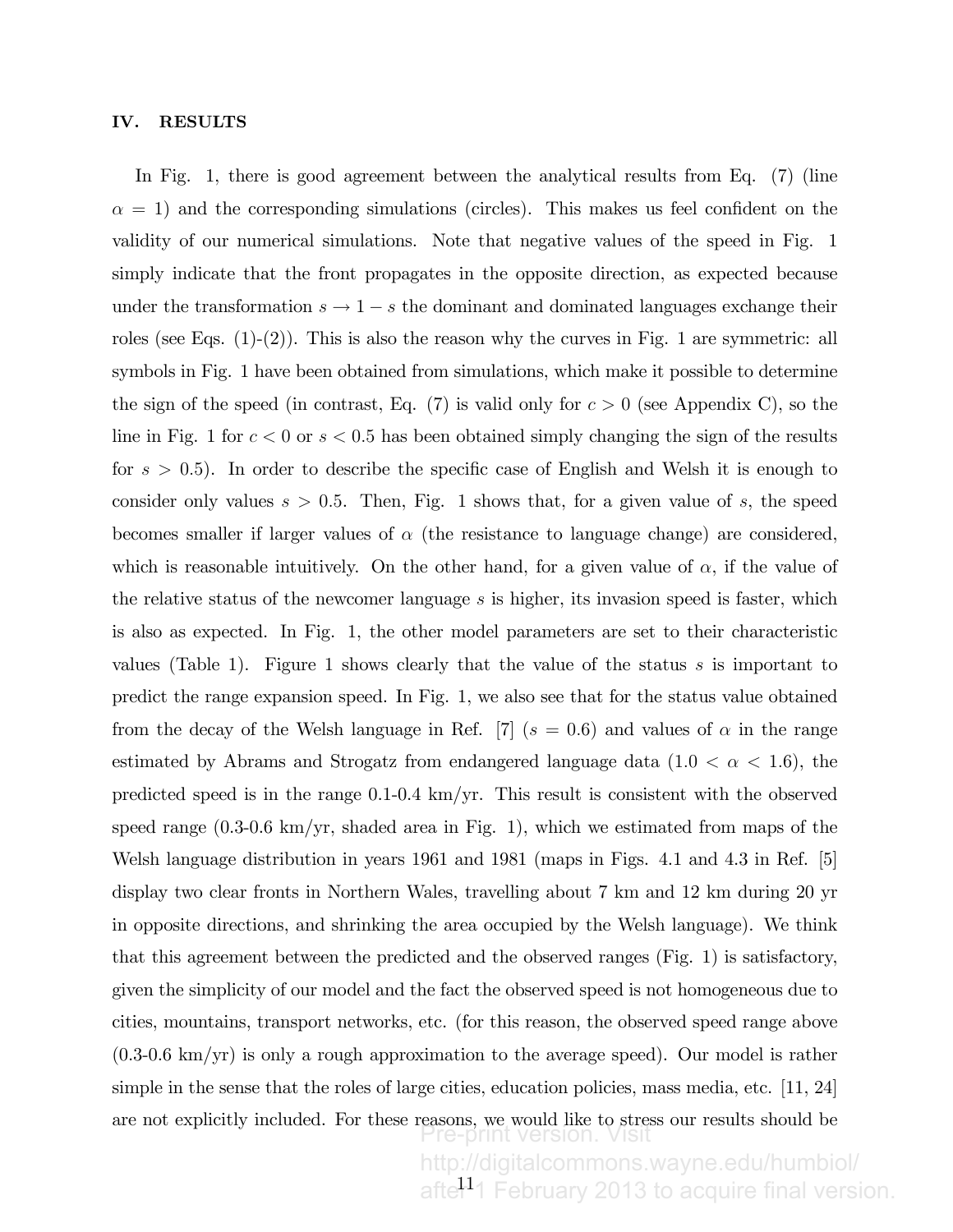## IV. RESULTS

In Fig. 1, there is good agreement between the analytical results from Eq. (7) (line $\alpha = 1$) and the corresponding simulations (circles). This makes us feel confident on the validity of our numerical simulations. Note that negative values of the speed in Fig. 1 simply indicate that the front propagates in the opposite direction, as expected because under the transformation $s \rightarrow 1 - s$ the dominant and dominated languages exchange their roles (see Eqs. (1)-(2)). This is also the reason why the curves in Fig. 1 are symmetric: all symbols in Fig. 1 have been obtained from simulations, which make it possible to determine the sign of the speed (in contrast, Eq. (7) is valid only for $c > 0$ (see Appendix C), so the line in Fig. 1 for $c < 0$ or $s < 0.5$ has been obtained simply changing the sign of the results for $s > 0.5$). In order to describe the specific case of English and Welsh it is enough to consider only values $s > 0.5$. Then, Fig. 1 shows that, for a given value of $s$, the speed becomes smaller if larger values of $\alpha$ (the resistance to language change) are considered, which is reasonable intuitively. On the other hand, for a given value of $\alpha$, if the value of the relative status of the newcomer language $s$ is higher, its invasion speed is faster, which is also as expected. In Fig. 1, the other model parameters are set to their characteristic values (Table 1). Figure 1 shows clearly that the value of the status $s$ is important to predict the range expansion speed. In Fig. 1, we also see that for the status value obtained from the decay of the Welsh language in Ref. [7] ($s = 0.6$) and values of $\alpha$ in the range estimated by Abrams and Strogatz from endangered language data ($1.0 < \alpha < 1.6$), the predicted speed is in the range 0.1-0.4 km/yr. This result is consistent with the observed speed range (0.3-0.6 km/yr, shaded area in Fig. 1), which we estimated from maps of the Welsh language distribution in years 1961 and 1981 (maps in Figs. 4.1 and 4.3 in Ref. [5] display two clear fronts in Northern Wales, travelling about 7 km and 12 km during 20 yr in opposite directions, and shrinking the area occupied by the Welsh language). We think that this agreement between the predicted and the observed ranges (Fig. 1) is satisfactory, given the simplicity of our model and the fact the observed speed is not homogeneous due to cities, mountains, transport networks, etc. (for this reason, the observed speed range above (0.3-0.6 km/yr) is only a rough approximation to the average speed). Our model is rather simple in the sense that the roles of large cities, education policies, mass media, etc. [11, 24] are not explicitly included. For these reasons, we would like to stress our results should be

Pre-print version. Visit http://digitalcommons.wayne.edu/humbiol/ after 1 February 2013 to acquire final version.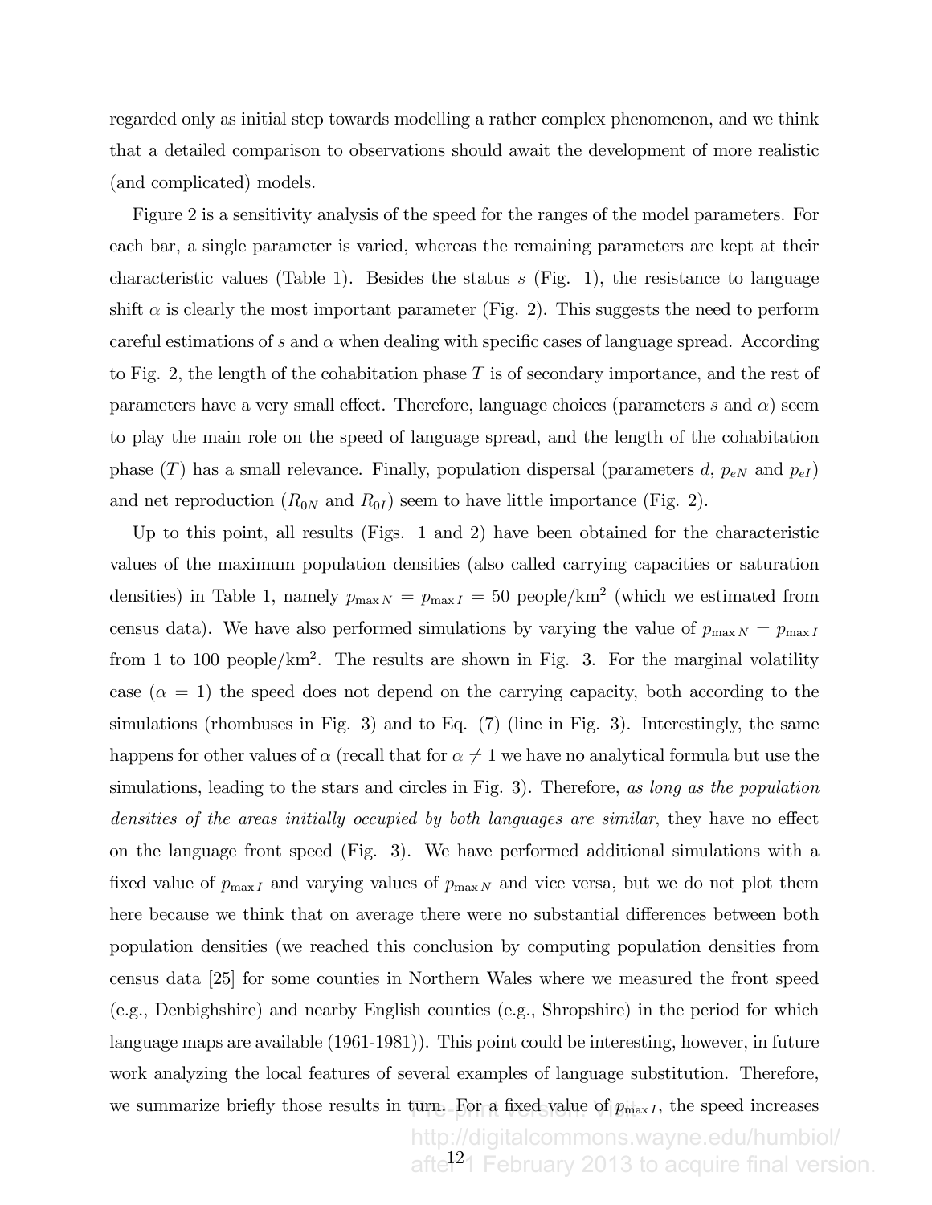regarded only as initial step towards modelling a rather complex phenomenon, and we think that a detailed comparison to observations should await the development of more realistic (and complicated) models.

Figure 2 is a sensitivity analysis of the speed for the ranges of the model parameters. For each bar, a single parameter is varied, whereas the remaining parameters are kept at their characteristic values (Table 1). Besides the status $s$ (Fig. 1), the resistance to language shift $\alpha$ is clearly the most important parameter (Fig. 2). This suggests the need to perform careful estimations of $s$ and $\alpha$ when dealing with specific cases of language spread. According to Fig. 2, the length of the cohabitation phase $T$ is of secondary importance, and the rest of parameters have a very small effect. Therefore, language choices (parameters $s$ and $\alpha$) seem to play the main role on the speed of language spread, and the length of the cohabitation phase ($T$) has a small relevance. Finally, population dispersal (parameters $d$, $p_{eN}$ and $p_{eI}$) and net reproduction ($R_{0N}$ and $R_{0I}$) seem to have little importance (Fig. 2).

Up to this point, all results (Figs. 1 and 2) have been obtained for the characteristic values of the maximum population densities (also called carrying capacities or saturation densities) in Table 1, namely $p_{\max N} = p_{\max I} = 50$ people/km$^2$ (which we estimated from census data). We have also performed simulations by varying the value of $p_{\max N} = p_{\max I}$ from 1 to 100 people/km$^2$. The results are shown in Fig. 3. For the marginal volatility case ($\alpha = 1$) the speed does not depend on the carrying capacity, both according to the simulations (rhombuses in Fig. 3) and to Eq. (7) (line in Fig. 3). Interestingly, the same happens for other values of $\alpha$ (recall that for $\alpha \neq 1$ we have no analytical formula but use the simulations, leading to the stars and circles in Fig. 3). Therefore, *as long as the population densities of the areas initially occupied by both languages are similar*, they have no effect on the language front speed (Fig. 3). We have performed additional simulations with a fixed value of $p_{\max I}$ and varying values of $p_{\max N}$ and vice versa, but we do not plot them here because we think that on average there were no substantial differences between both population densities (we reached this conclusion by computing population densities from census data [25] for some counties in Northern Wales where we measured the front speed (e.g., Denbighshire) and nearby English counties (e.g., Shropshire) in the period for which language maps are available (1961-1981)). This point could be interesting, however, in future work analyzing the local features of several examples of language substitution. Therefore, we summarize briefly those results in turn. For a fixed value of $p_{\max I}$, the speed increases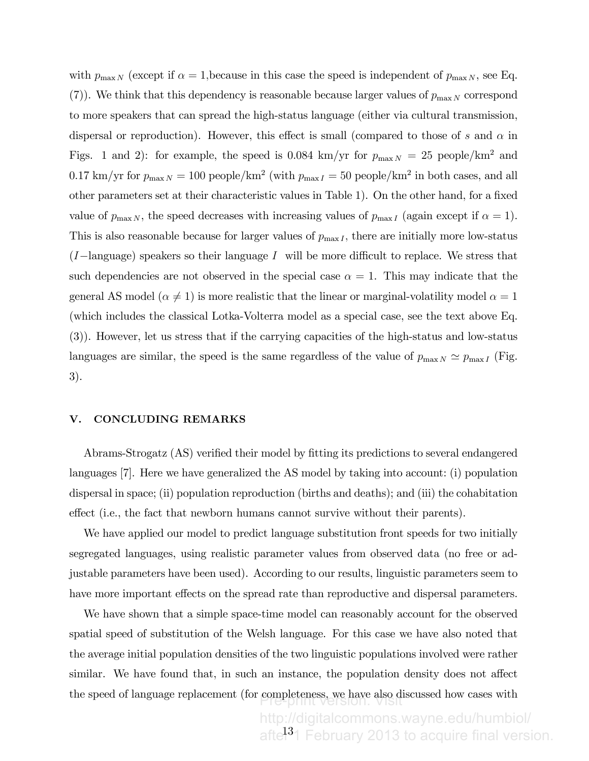with $p_{\max N}$ (except if $\alpha = 1$,because in this case the speed is independent of $p_{\max N}$, see Eq. (7)). We think that this dependency is reasonable because larger values of $p_{\max N}$ correspond to more speakers that can spread the high-status language (either via cultural transmission, dispersal or reproduction). However, this effect is small (compared to those of $s$ and $\alpha$ in Figs. 1 and 2): for example, the speed is 0.084 km/yr for $p_{\max N} = 25$ people/km$^2$ and 0.17 km/yr for $p_{\max N} = 100$ people/km$^2$ (with $p_{\max I} = 50$ people/km$^2$ in both cases, and all other parameters set at their characteristic values in Table 1). On the other hand, for a fixed value of $p_{\max N}$, the speed decreases with increasing values of $p_{\max I}$ (again except if $\alpha = 1$). This is also reasonable because for larger values of $p_{\max I}$, there are initially more low-status ($I-$language) speakers so their language $I$ will be more difficult to replace. We stress that such dependencies are not observed in the special case $\alpha = 1$. This may indicate that the general AS model ($\alpha \neq 1$) is more realistic that the linear or marginal-volatility model $\alpha = 1$ (which includes the classical Lotka-Volterra model as a special case, see the text above Eq. (3)). However, let us stress that if the carrying capacities of the high-status and low-status languages are similar, the speed is the same regardless of the value of $p_{\max N} \simeq p_{\max I}$ (Fig. 3).

## V. CONCLUDING REMARKS

Abrams-Strogatz (AS) verified their model by fitting its predictions to several endangered languages [7]. Here we have generalized the AS model by taking into account: (i) population dispersal in space; (ii) population reproduction (births and deaths); and (iii) the cohabitation effect (i.e., the fact that newborn humans cannot survive without their parents).

We have applied our model to predict language substitution front speeds for two initially segregated languages, using realistic parameter values from observed data (no free or adjustable parameters have been used). According to our results, linguistic parameters seem to have more important effects on the spread rate than reproductive and dispersal parameters.

We have shown that a simple space-time model can reasonably account for the observed spatial speed of substitution of the Welsh language. For this case we have also noted that the average initial population densities of the two linguistic populations involved were rather similar. We have found that, in such an instance, the population density does not affect the speed of language replacement (for completeness, we have also discussed how cases with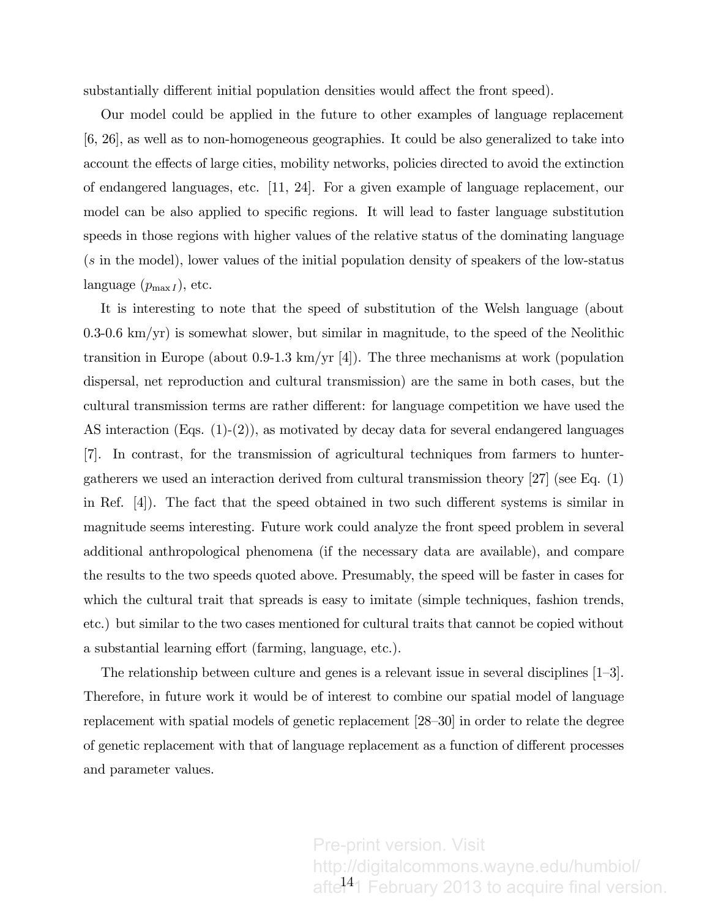substantially different initial population densities would affect the front speed).

Our model could be applied in the future to other examples of language replacement [6, 26], as well as to non-homogeneous geographies. It could be also generalized to take into account the effects of large cities, mobility networks, policies directed to avoid the extinction of endangered languages, etc. [11, 24]. For a given example of language replacement, our model can be also applied to specific regions. It will lead to faster language substitution speeds in those regions with higher values of the relative status of the dominating language ($s$ in the model), lower values of the initial population density of speakers of the low-status language ($p_{\max I}$), etc.

It is interesting to note that the speed of substitution of the Welsh language (about 0.3-0.6 km/yr) is somewhat slower, but similar in magnitude, to the speed of the Neolithic transition in Europe (about 0.9-1.3 km/yr [4]). The three mechanisms at work (population dispersal, net reproduction and cultural transmission) are the same in both cases, but the cultural transmission terms are rather different: for language competition we have used the AS interaction (Eqs. (1)-(2)), as motivated by decay data for several endangered languages [7]. In contrast, for the transmission of agricultural techniques from farmers to hunter-gatherers we used an interaction derived from cultural transmission theory [27] (see Eq. (1) in Ref. [4]). The fact that the speed obtained in two such different systems is similar in magnitude seems interesting. Future work could analyze the front speed problem in several additional anthropological phenomena (if the necessary data are available), and compare the results to the two speeds quoted above. Presumably, the speed will be faster in cases for which the cultural trait that spreads is easy to imitate (simple techniques, fashion trends, etc.) but similar to the two cases mentioned for cultural traits that cannot be copied without a substantial learning effort (farming, language, etc.).

The relationship between culture and genes is a relevant issue in several disciplines [1–3]. Therefore, in future work it would be of interest to combine our spatial model of language replacement with spatial models of genetic replacement [28–30] in order to relate the degree of genetic replacement with that of language replacement as a function of different processes and parameter values.

Pre-print version. Visit http://digitalcommons.wayne.edu/humbiol/ after 1 February 2013 to acquire final version.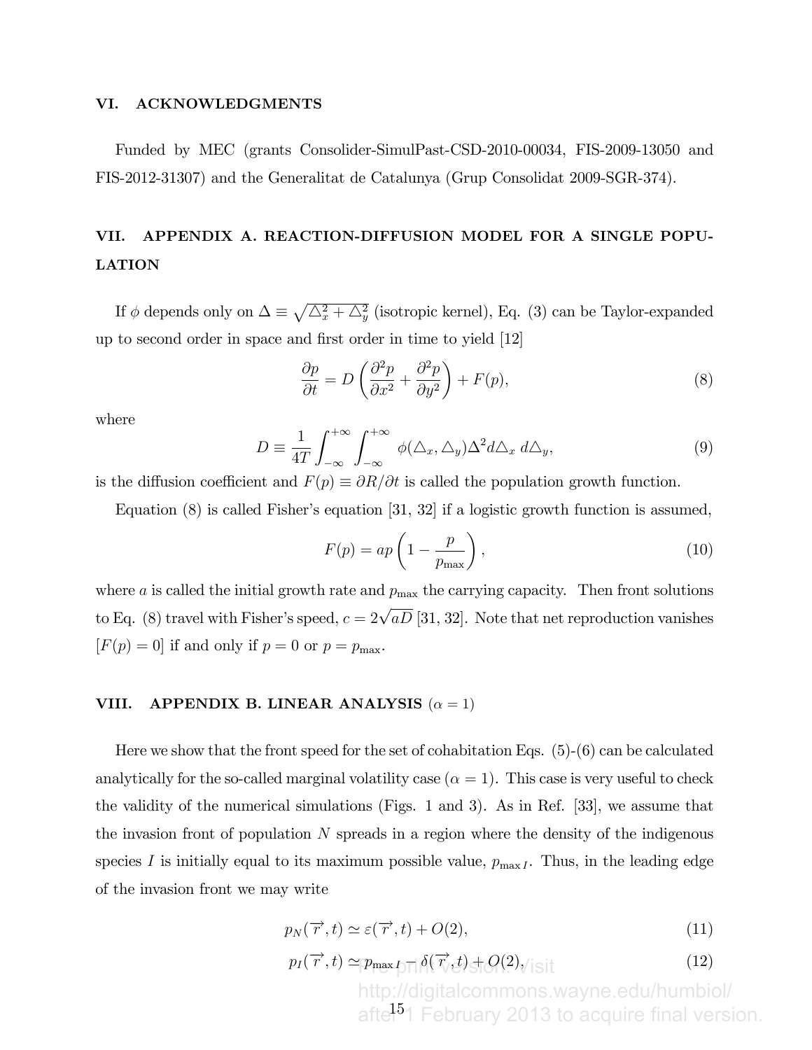## VI. ACKNOWLEDGMENTS

Funded by MEC (grants Consolider-SimulPast-CSD-2010-00034, FIS-2009-13050 and FIS-2012-31307) and the Generalitat de Catalunya (Grup Consolidat 2009-SGR-374).

## VII. APPENDIX A. REACTION-DIFFUSION MODEL FOR A SINGLE POPULATION

If $\phi$ depends only on $\Delta \equiv \sqrt{\triangle_x^2 + \triangle_y^2}$ (isotropic kernel), Eq. (3) can be Taylor-expanded up to second order in space and first order in time to yield [12]

$$\frac{\partial p}{\partial t} = D\left(\frac{\partial^2 p}{\partial x^2} + \frac{\partial^2 p}{\partial y^2}\right) + F(p), \tag{8}$$

where

$$D \equiv \frac{1}{4T}\int_{-\infty}^{+\infty}\int_{-\infty}^{+\infty} \phi(\triangle_x, \triangle_y)\Delta^2 d\triangle_x \, d\triangle_y, \tag{9}$$

is the diffusion coefficient and $F(p) \equiv \partial R/\partial t$ is called the population growth function.

Equation (8) is called Fisher's equation [31, 32] if a logistic growth function is assumed,

$$F(p) = ap\left(1 - \frac{p}{p_{\max}}\right), \tag{10}$$

where $a$ is called the initial growth rate and $p_{\max}$ the carrying capacity. Then front solutions to Eq. (8) travel with Fisher's speed, $c = 2\sqrt{aD}$ [31, 32]. Note that net reproduction vanishes $[F(p) = 0]$ if and only if $p = 0$ or $p = p_{\max}$.

## VIII. APPENDIX B. LINEAR ANALYSIS ($\alpha = 1$)

Here we show that the front speed for the set of cohabitation Eqs. (5)-(6) can be calculated analytically for the so-called marginal volatility case ($\alpha = 1$). This case is very useful to check the validity of the numerical simulations (Figs. 1 and 3). As in Ref. [33], we assume that the invasion front of population $N$ spreads in a region where the density of the indigenous species $I$ is initially equal to its maximum possible value, $p_{\max I}$. Thus, in the leading edge of the invasion front we may write

$$p_N(\overrightarrow{r}, t) \simeq \varepsilon(\overrightarrow{r}, t) + O(2), \tag{11}$$

$$p_I(\overrightarrow{r}, t) \simeq p_{\max I} - \delta(\overrightarrow{r}, t) + O(2), \tag{12}$$

The print version: Visit http://digitalcommons.wayne.edu/humbiol/ after 1 February 2013 to acquire final version.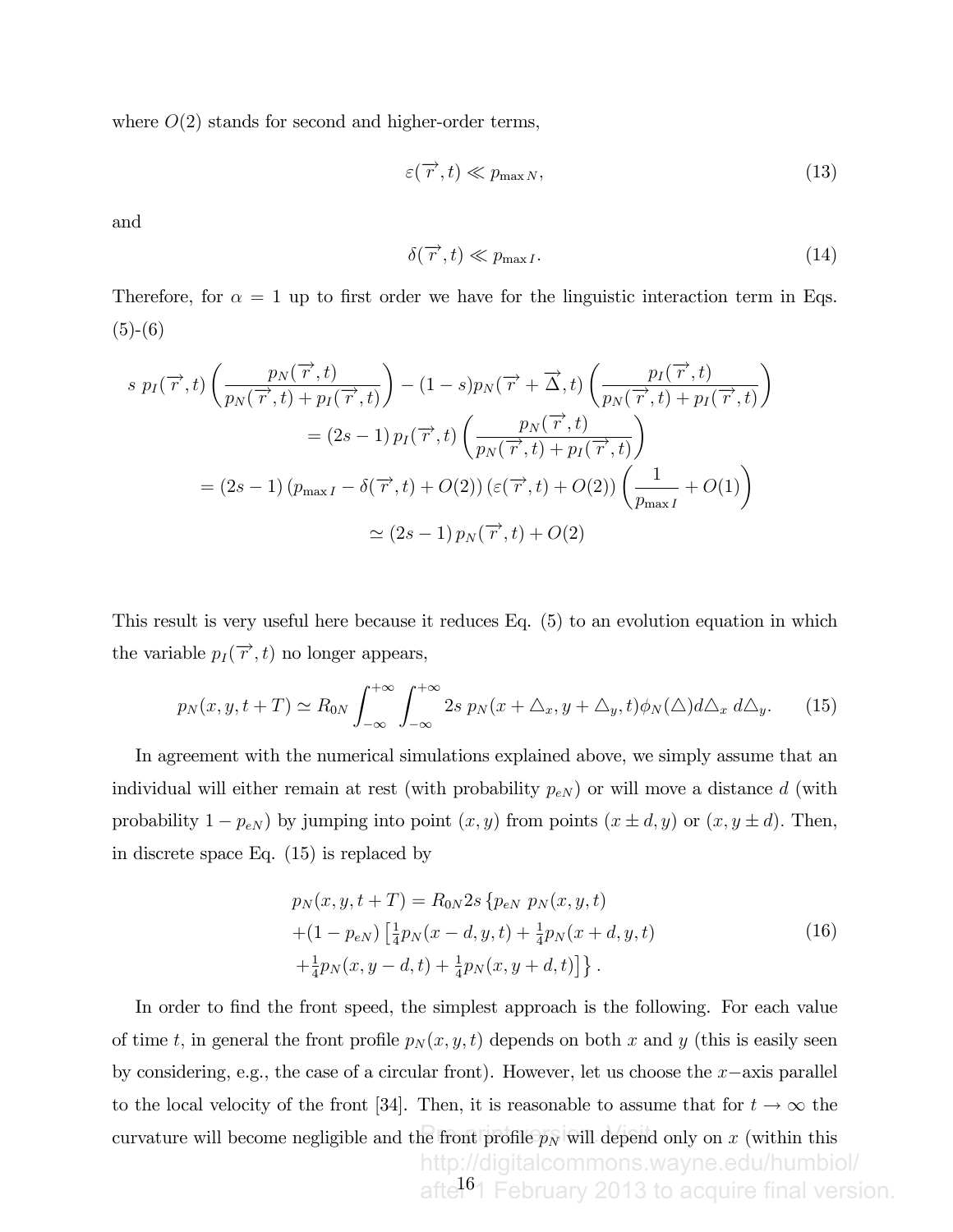where $O(2)$ stands for second and higher-order terms,

$$\varepsilon(\overrightarrow{r},t) \ll p_{\max N}, \tag{13}$$

and

$$\delta(\overrightarrow{r},t) \ll p_{\max I}. \tag{14}$$

Therefore, for $\alpha = 1$ up to first order we have for the linguistic interaction term in Eqs. (5)-(6)

$$\begin{aligned}
s\ p_I(\overrightarrow{r},t)\left(\frac{p_N(\overrightarrow{r},t)}{p_N(\overrightarrow{r},t)+p_I(\overrightarrow{r},t)}\right) &- (1-s)p_N(\overrightarrow{r}+\overrightarrow{\Delta},t)\left(\frac{p_I(\overrightarrow{r},t)}{p_N(\overrightarrow{r},t)+p_I(\overrightarrow{r},t)}\right) \\
&= (2s-1)\,p_I(\overrightarrow{r},t)\left(\frac{p_N(\overrightarrow{r},t)}{p_N(\overrightarrow{r},t)+p_I(\overrightarrow{r},t)}\right) \\
&= (2s-1)\left(p_{\max I}-\delta(\overrightarrow{r},t)+O(2)\right)\left(\varepsilon(\overrightarrow{r},t)+O(2)\right)\left(\frac{1}{p_{\max I}}+O(1)\right) \\
&\simeq (2s-1)\,p_N(\overrightarrow{r},t)+O(2)
\end{aligned}$$

This result is very useful here because it reduces Eq. (5) to an evolution equation in which the variable $p_I(\overrightarrow{r},t)$ no longer appears,

$$p_N(x,y,t+T) \simeq R_{0N}\int_{-\infty}^{+\infty}\int_{-\infty}^{+\infty} 2s\ p_N(x+\triangle_x, y+\triangle_y, t)\phi_N(\triangle)d\triangle_x\ d\triangle_y. \tag{15}$$

In agreement with the numerical simulations explained above, we simply assume that an individual will either remain at rest (with probability $p_{eN}$) or will move a distance $d$ (with probability $1-p_{eN}$) by jumping into point $(x,y)$ from points $(x\pm d, y)$ or $(x, y\pm d)$. Then, in discrete space Eq. (15) is replaced by

$$\begin{aligned}
&p_N(x,y,t+T) = R_{0N}2s\,\{p_{eN}\ p_N(x,y,t) \\
&+(1-p_{eN})\left[\tfrac{1}{4}p_N(x-d,y,t)+\tfrac{1}{4}p_N(x+d,y,t)\right. \\
&\left.+\tfrac{1}{4}p_N(x,y-d,t)+\tfrac{1}{4}p_N(x,y+d,t)\right]\}\,.
\end{aligned} \tag{16}$$

In order to find the front speed, the simplest approach is the following. For each value of time $t$, in general the front profile $p_N(x,y,t)$ depends on both $x$ and $y$ (this is easily seen by considering, e.g., the case of a circular front). However, let us choose the $x-$axis parallel to the local velocity of the front [34]. Then, it is reasonable to assume that for $t\to\infty$ the curvature will become negligible and the front profile $p_N$ will depend only on $x$ (within this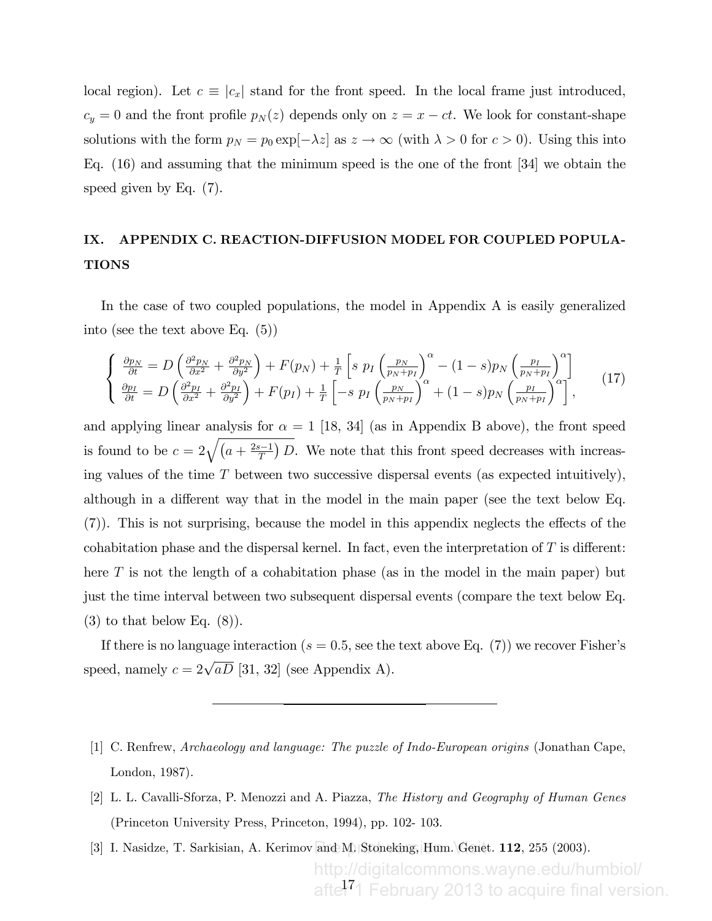local region). Let $c \equiv |c_x|$ stand for the front speed. In the local frame just introduced, $c_y = 0$ and the front profile $p_N(z)$ depends only on $z = x - ct$. We look for constant-shape solutions with the form $p_N = p_0 \exp[-\lambda z]$ as $z \to \infty$ (with $\lambda > 0$ for $c > 0$). Using this into Eq. (16) and assuming that the minimum speed is the one of the front [34] we obtain the speed given by Eq. (7).

## IX. APPENDIX C. REACTION-DIFFUSION MODEL FOR COUPLED POPULATIONS

In the case of two coupled populations, the model in Appendix A is easily generalized into (see the text above Eq. (5))

$$\begin{cases} \frac{\partial p_N}{\partial t} = D\left(\frac{\partial^2 p_N}{\partial x^2} + \frac{\partial^2 p_N}{\partial y^2}\right) + F(p_N) + \frac{1}{T}\left[s\ p_I \left(\frac{p_N}{p_N+p_I}\right)^{\alpha} - (1-s)p_N \left(\frac{p_I}{p_N+p_I}\right)^{\alpha}\right] \\ \frac{\partial p_I}{\partial t} = D\left(\frac{\partial^2 p_I}{\partial x^2} + \frac{\partial^2 p_I}{\partial y^2}\right) + F(p_I) + \frac{1}{T}\left[-s\ p_I \left(\frac{p_N}{p_N+p_I}\right)^{\alpha} + (1-s)p_N \left(\frac{p_I}{p_N+p_I}\right)^{\alpha}\right], \end{cases} \tag{17}$$

and applying linear analysis for $\alpha = 1$ [18, 34] (as in Appendix B above), the front speed is found to be $c = 2\sqrt{\left(a + \frac{2s-1}{T}\right) D}$. We note that this front speed decreases with increasing values of the time $T$ between two successive dispersal events (as expected intuitively), although in a different way that in the model in the main paper (see the text below Eq. (7)). This is not surprising, because the model in this appendix neglects the effects of the cohabitation phase and the dispersal kernel. In fact, even the interpretation of $T$ is different: here $T$ is not the length of a cohabitation phase (as in the model in the main paper) but just the time interval between two subsequent dispersal events (compare the text below Eq. (3) to that below Eq. (8)).

If there is no language interaction ($s = 0.5$, see the text above Eq. (7)) we recover Fisher's speed, namely $c = 2\sqrt{aD}$ [31, 32] (see Appendix A).

---

[1] C. Renfrew, *Archaeology and language: The puzzle of Indo-European origins* (Jonathan Cape, London, 1987).

[2] L. L. Cavalli-Sforza, P. Menozzi and A. Piazza, *The History and Geography of Human Genes* (Princeton University Press, Princeton, 1994), pp. 102- 103.

[3] I. Nasidze, T. Sarkisian, A. Kerimov and M. Stoneking, Hum. Genet. **112**, 255 (2003).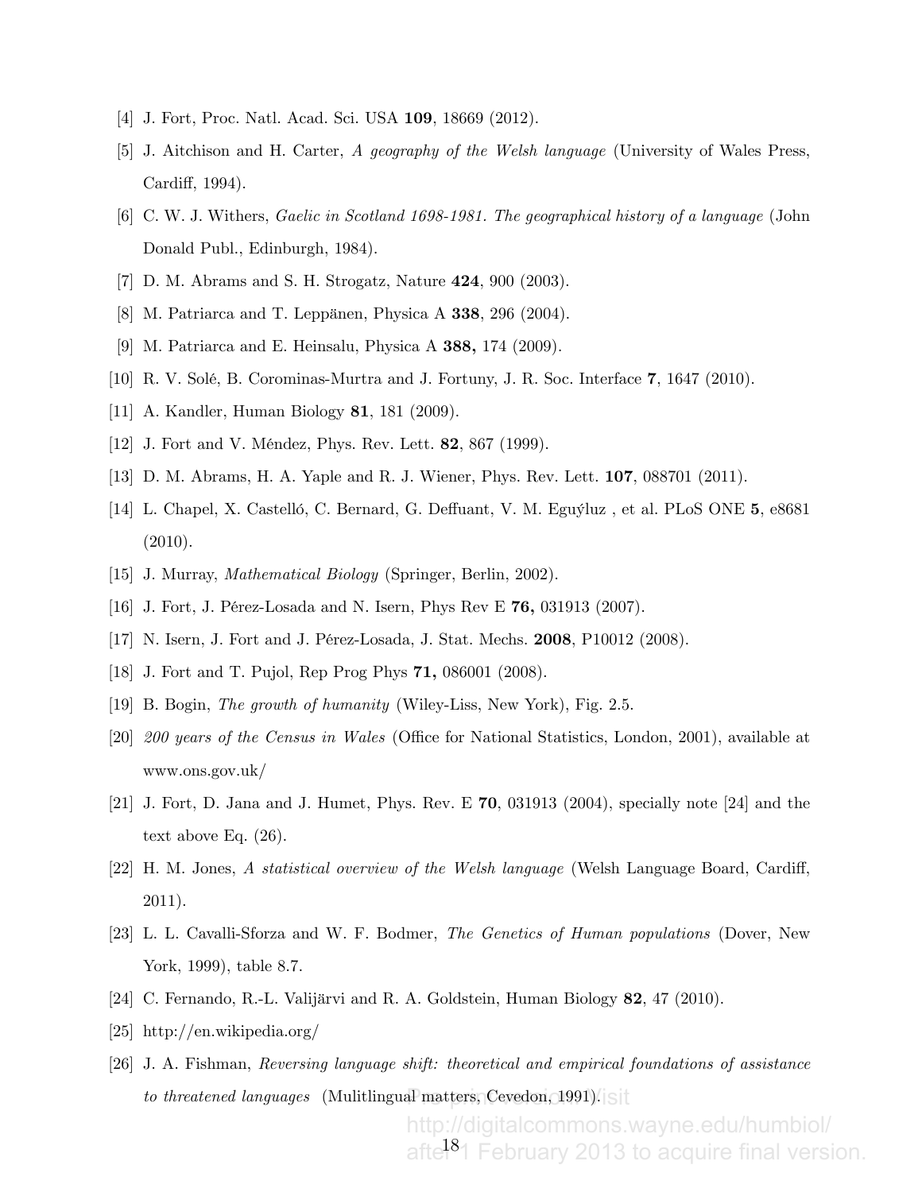[4] J. Fort, Proc. Natl. Acad. Sci. USA **109**, 18669 (2012).

[5] J. Aitchison and H. Carter, *A geography of the Welsh language* (University of Wales Press, Cardiff, 1994).

[6] C. W. J. Withers, *Gaelic in Scotland 1698-1981. The geographical history of a language* (John Donald Publ., Edinburgh, 1984).

[7] D. M. Abrams and S. H. Strogatz, Nature **424**, 900 (2003).

[8] M. Patriarca and T. Leppänen, Physica A **338**, 296 (2004).

[9] M. Patriarca and E. Heinsalu, Physica A **388,** 174 (2009).

[10] R. V. Solé, B. Corominas-Murtra and J. Fortuny, J. R. Soc. Interface **7**, 1647 (2010).

[11] A. Kandler, Human Biology **81**, 181 (2009).

[12] J. Fort and V. Méndez, Phys. Rev. Lett. **82**, 867 (1999).

[13] D. M. Abrams, H. A. Yaple and R. J. Wiener, Phys. Rev. Lett. **107**, 088701 (2011).

[14] L. Chapel, X. Castelló, C. Bernard, G. Deffuant, V. M. Eguýluz , et al. PLoS ONE **5**, e8681 (2010).

[15] J. Murray, *Mathematical Biology* (Springer, Berlin, 2002).

[16] J. Fort, J. Pérez-Losada and N. Isern, Phys Rev E **76,** 031913 (2007).

[17] N. Isern, J. Fort and J. Pérez-Losada, J. Stat. Mechs. **2008**, P10012 (2008).

[18] J. Fort and T. Pujol, Rep Prog Phys **71,** 086001 (2008).

[19] B. Bogin, *The growth of humanity* (Wiley-Liss, New York), Fig. 2.5.

[20] *200 years of the Census in Wales* (Office for National Statistics, London, 2001), available at www.ons.gov.uk/

[21] J. Fort, D. Jana and J. Humet, Phys. Rev. E **70**, 031913 (2004), specially note [24] and the text above Eq. (26).

[22] H. M. Jones, *A statistical overview of the Welsh language* (Welsh Language Board, Cardiff, 2011).

[23] L. L. Cavalli-Sforza and W. F. Bodmer, *The Genetics of Human populations* (Dover, New York, 1999), table 8.7.

[24] C. Fernando, R.-L. Valijärvi and R. A. Goldstein, Human Biology **82**, 47 (2010).

[25] http://en.wikipedia.org/

[26] J. A. Fishman, *Reversing language shift: theoretical and empirical foundations of assistance to threatened languages* (Mulitlingual matters, Cevedon, 1991).

Preprint version. Visit http://digitalcommons.wayne.edu/humbiol/ after 1 February 2013 to acquire final version.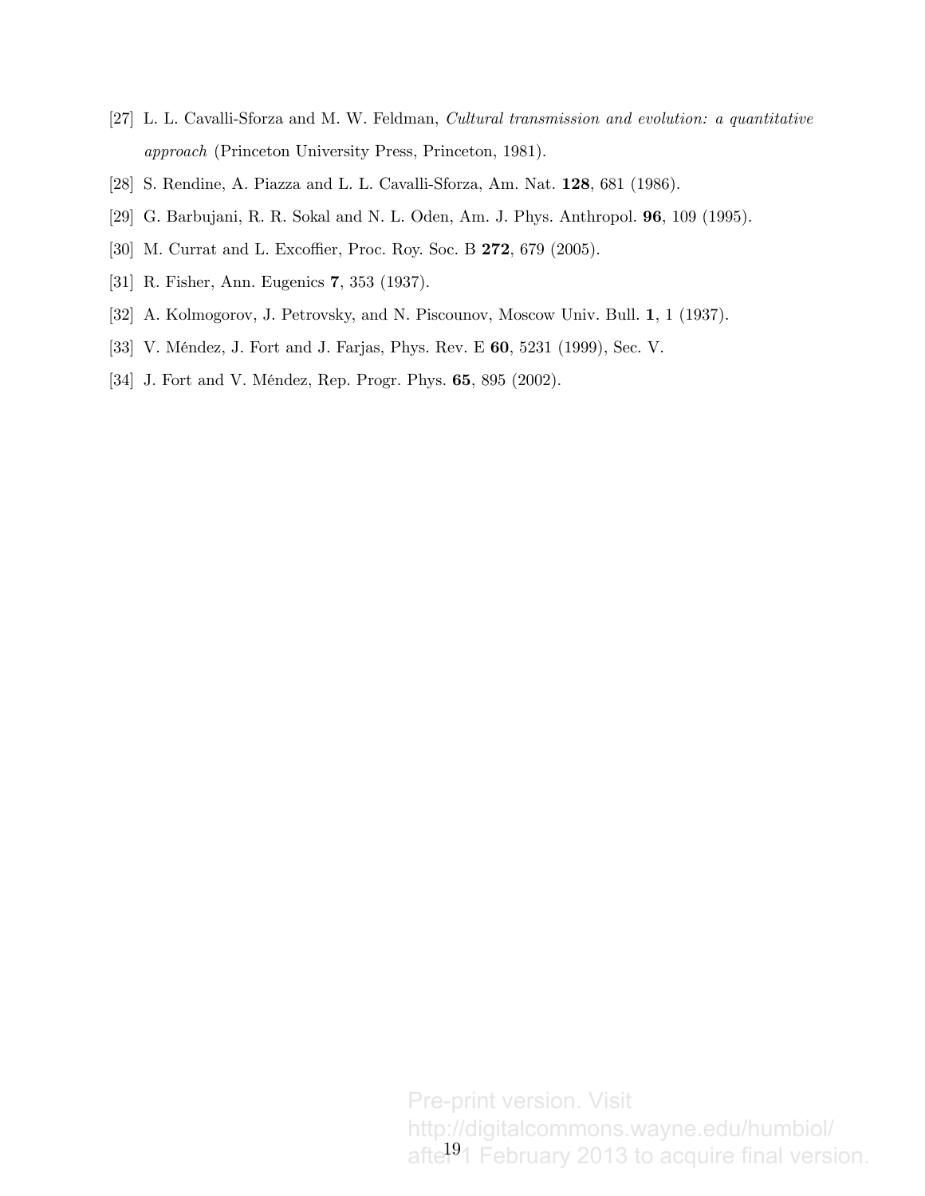[27] L. L. Cavalli-Sforza and M. W. Feldman, *Cultural transmission and evolution: a quantitative approach* (Princeton University Press, Princeton, 1981).

[28] S. Rendine, A. Piazza and L. L. Cavalli-Sforza, Am. Nat. **128**, 681 (1986).

[29] G. Barbujani, R. R. Sokal and N. L. Oden, Am. J. Phys. Anthropol. **96**, 109 (1995).

[30] M. Currat and L. Excoffier, Proc. Roy. Soc. B **272**, 679 (2005).

[31] R. Fisher, Ann. Eugenics **7**, 353 (1937).

[32] A. Kolmogorov, J. Petrovsky, and N. Piscounov, Moscow Univ. Bull. **1**, 1 (1937).

[33] V. Méndez, J. Fort and J. Farjas, Phys. Rev. E **60**, 5231 (1999), Sec. V.

[34] J. Fort and V. Méndez, Rep. Progr. Phys. **65**, 895 (2002).

Pre-print version. Visit http://digitalcommons.wayne.edu/humbiol/ after 1 February 2013 to acquire final version.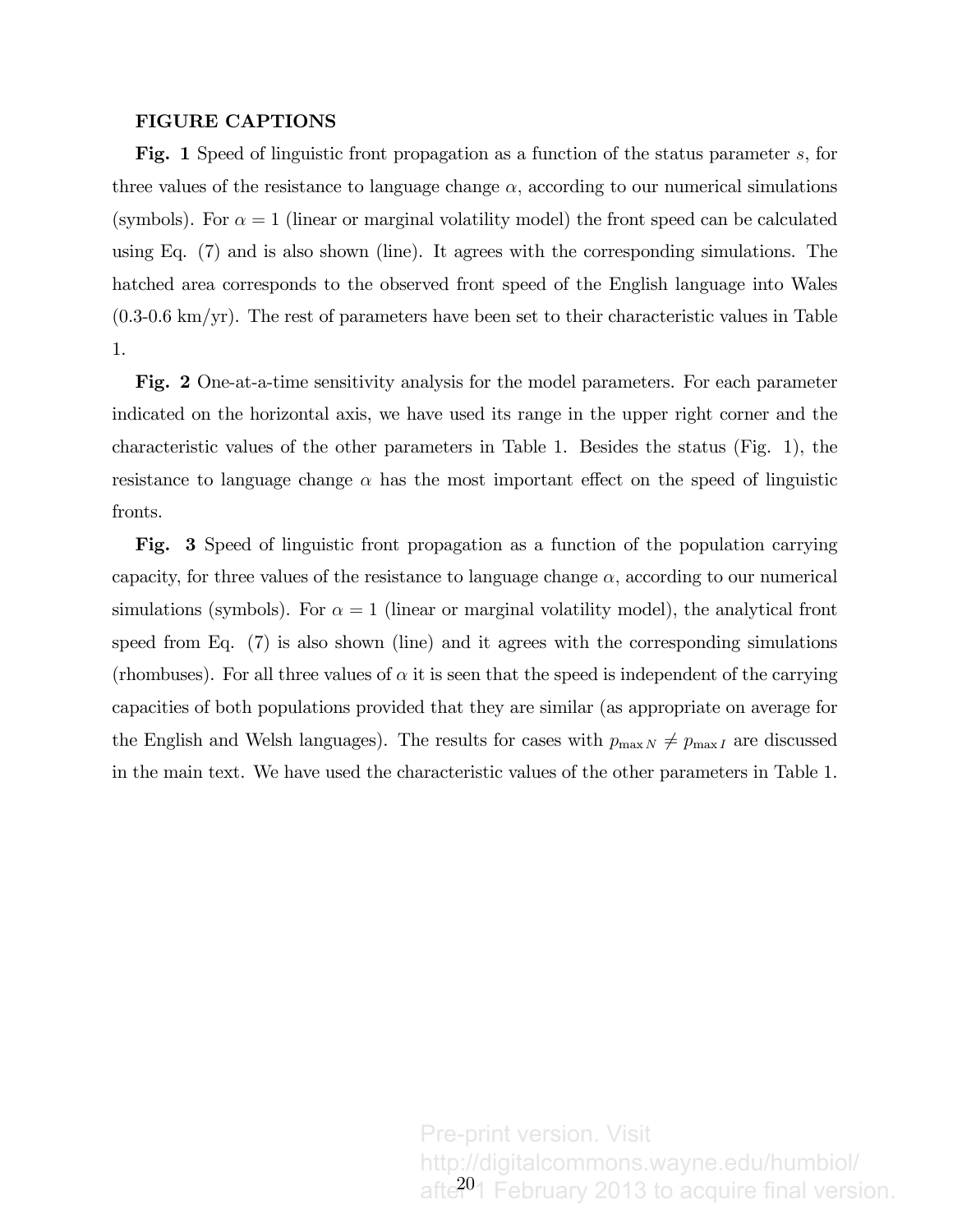**FIGURE CAPTIONS**

**Fig. 1** Speed of linguistic front propagation as a function of the status parameter $s$, for three values of the resistance to language change $\alpha$, according to our numerical simulations (symbols). For $\alpha = 1$ (linear or marginal volatility model) the front speed can be calculated using Eq. (7) and is also shown (line). It agrees with the corresponding simulations. The hatched area corresponds to the observed front speed of the English language into Wales (0.3-0.6 km/yr). The rest of parameters have been set to their characteristic values in Table 1.

**Fig. 2** One-at-a-time sensitivity analysis for the model parameters. For each parameter indicated on the horizontal axis, we have used its range in the upper right corner and the characteristic values of the other parameters in Table 1. Besides the status (Fig. 1), the resistance to language change $\alpha$ has the most important effect on the speed of linguistic fronts.

**Fig. 3** Speed of linguistic front propagation as a function of the population carrying capacity, for three values of the resistance to language change $\alpha$, according to our numerical simulations (symbols). For $\alpha = 1$ (linear or marginal volatility model), the analytical front speed from Eq. (7) is also shown (line) and it agrees with the corresponding simulations (rhombuses). For all three values of $\alpha$ it is seen that the speed is independent of the carrying capacities of both populations provided that they are similar (as appropriate on average for the English and Welsh languages). The results for cases with $p_{\max N} \neq p_{\max I}$ are discussed in the main text. We have used the characteristic values of the other parameters in Table 1.

Pre-print version. Visit http://digitalcommons.wayne.edu/humbiol/ after 1 February 2013 to acquire final version.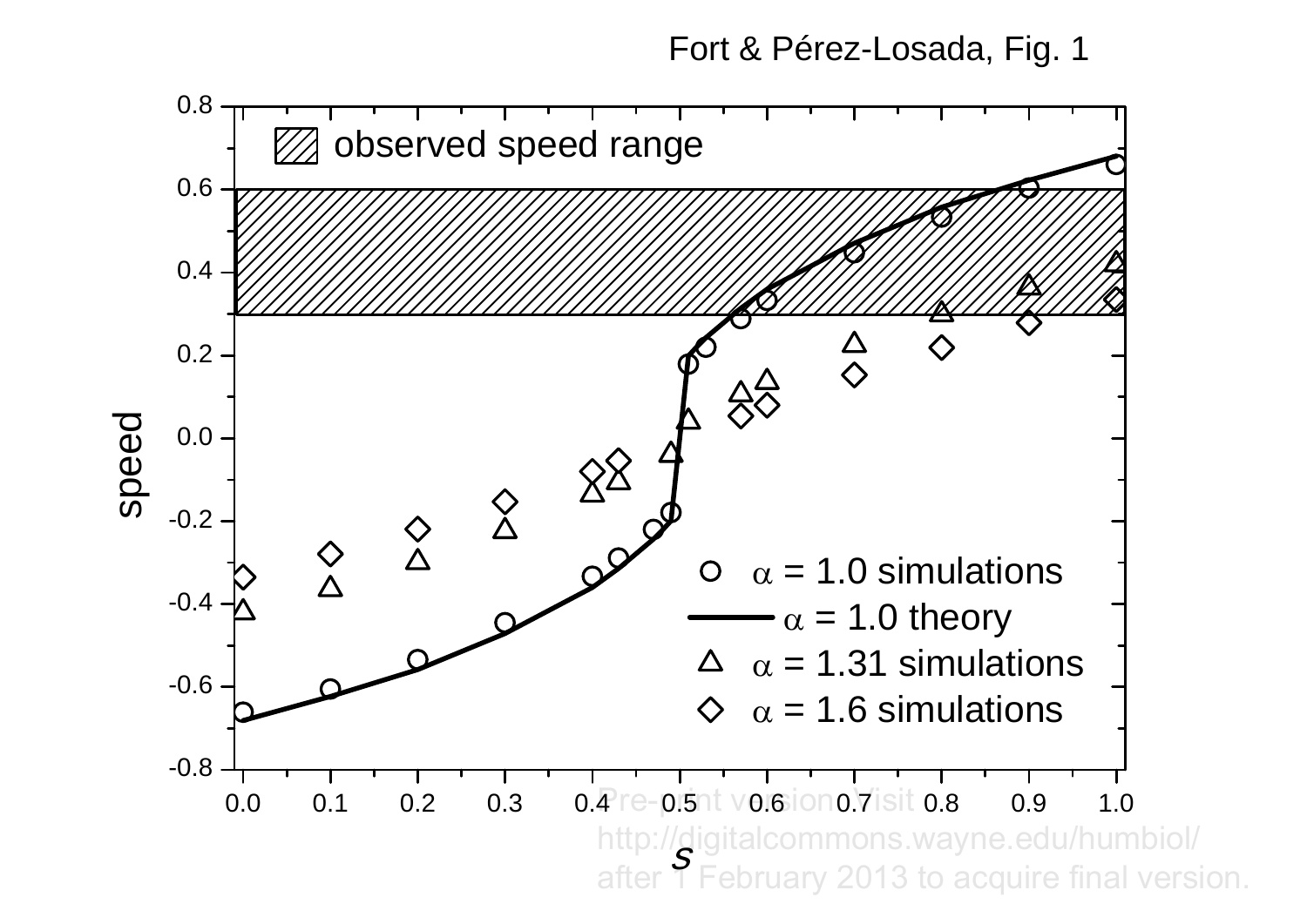Fort & Pérez-Losada, Fig. 1

Pre-print version. Visit http://digitalcommons.wayne.edu/humbiol/ after 1 February 2013 to acquire final version.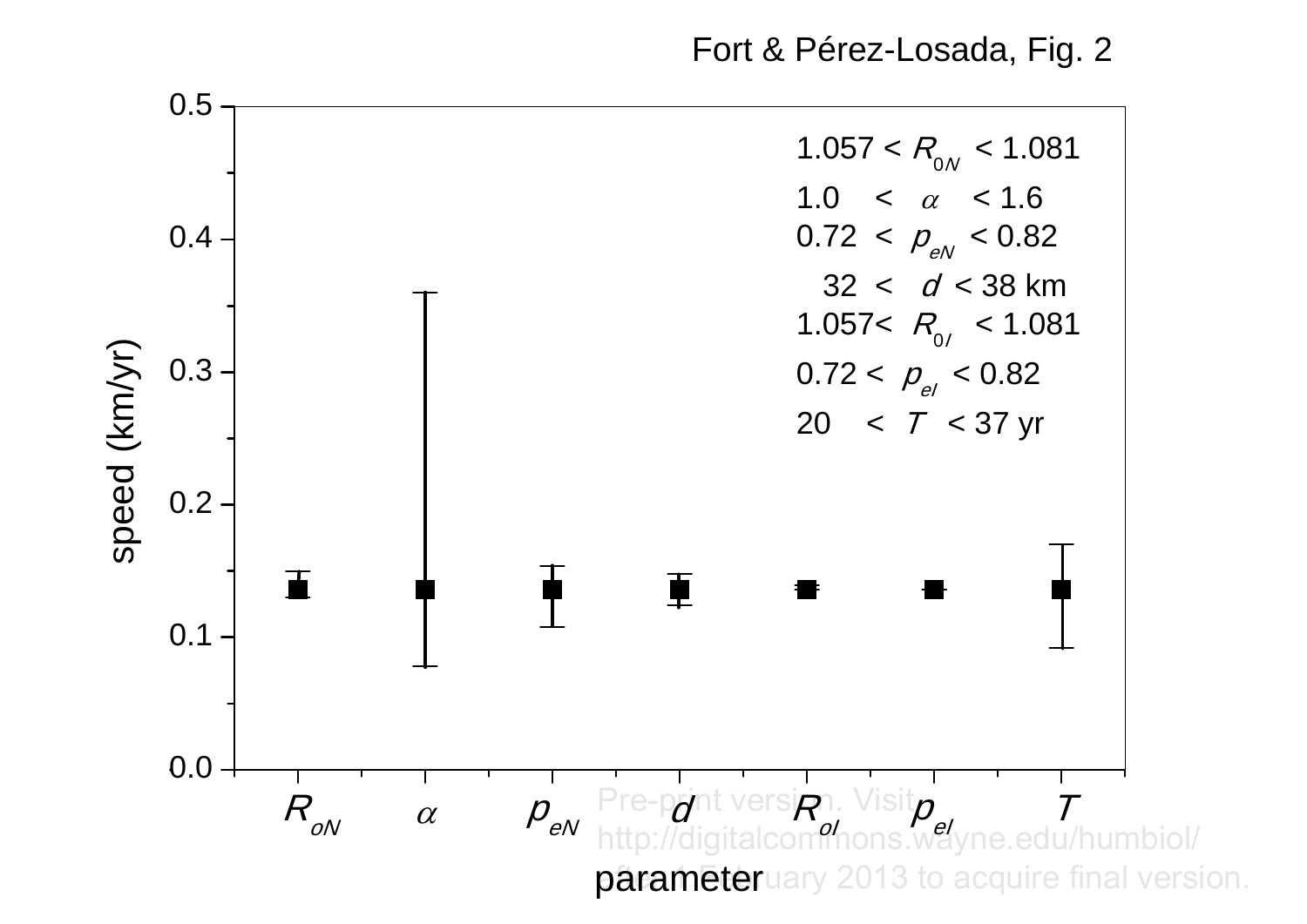Fort & Pérez-Losada, Fig. 2

$1.057 < R_{0N} < 1.081$

$1.0 < \alpha < 1.6$

$0.72 < p_{eN} < 0.82$

$32 < d < 38$ km

$1.057 < R_{0I} < 1.081$

$0.72 < p_{eI} < 0.82$

$20 < T < 37$ yr

speed (km/yr)

parameter: $R_{oN}$, $\alpha$, $p_{eN}$, $d$, $R_{oI}$, $p_{eI}$, $T$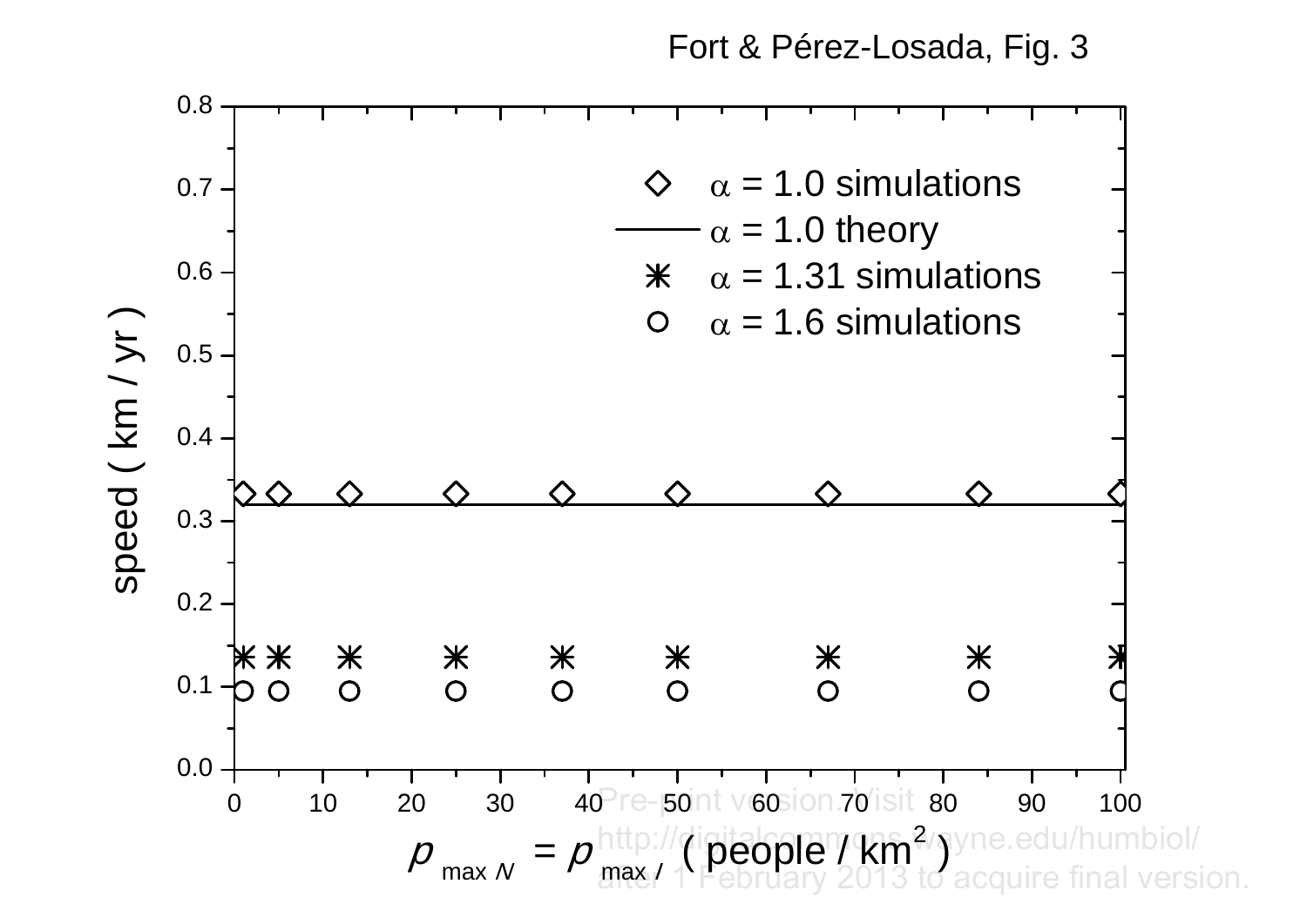Fort & Pérez-Losada, Fig. 3

0.8
0.7
0.6
0.5
0.4
0.3
0.2
0.1
0.0

speed ( km / yr )

0 10 20 30 40 50 60 70 80 90 100

$p_{\max N} = p_{\max I}$ ( people / km$^2$ )

$\alpha$ = 1.0 simulations
$\alpha$ = 1.0 theory
$\alpha$ = 1.31 simulations
$\alpha$ = 1.6 simulations

Pre-print version. Visit http://digitalcommons.wayne.edu/humbiol/ after 1 February 2013 to acquire final version.